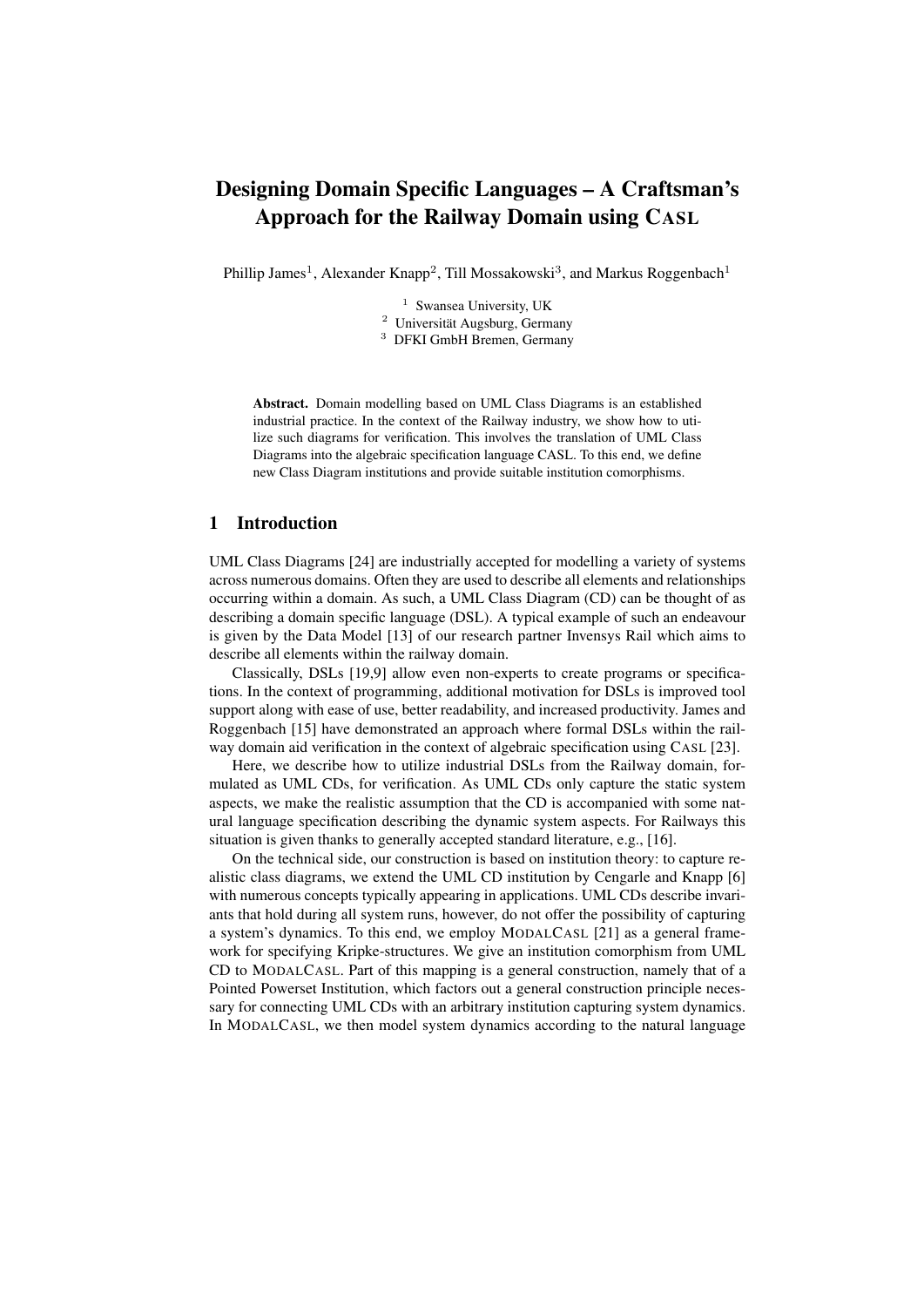# Designing Domain Specific Languages – A Craftsman's Approach for the Railway Domain using CASL

Phillip James[1], Alexander Knapp[2], Till Mossakowski[3], and Markus Roggenbach[1]

[1] Swansea University, UK
[2] Universität Augsburg, Germany
[3] DFKI GmbH Bremen, Germany

**Abstract.** Domain modelling based on UML Class Diagrams is an established industrial practice. In the context of the Railway industry, we show how to utilize such diagrams for verification. This involves the translation of UML Class Diagrams into the algebraic specification language CASL. To this end, we define new Class Diagram institutions and provide suitable institution comorphisms.

## 1 Introduction

UML Class Diagrams [24] are industrially accepted for modelling a variety of systems across numerous domains. Often they are used to describe all elements and relationships occurring within a domain. As such, a UML Class Diagram (CD) can be thought of as describing a domain specific language (DSL). A typical example of such an endeavour is given by the Data Model [13] of our research partner Invensys Rail which aims to describe all elements within the railway domain.

Classically, DSLs [19,9] allow even non-experts to create programs or specifications. In the context of programming, additional motivation for DSLs is improved tool support along with ease of use, better readability, and increased productivity. James and Roggenbach [15] have demonstrated an approach where formal DSLs within the railway domain aid verification in the context of algebraic specification using CASL [23].

Here, we describe how to utilize industrial DSLs from the Railway domain, formulated as UML CDs, for verification. As UML CDs only capture the static system aspects, we make the realistic assumption that the CD is accompanied with some natural language specification describing the dynamic system aspects. For Railways this situation is given thanks to generally accepted standard literature, e.g., [16].

On the technical side, our construction is based on institution theory: to capture realistic class diagrams, we extend the UML CD institution by Cengarle and Knapp [6] with numerous concepts typically appearing in applications. UML CDs describe invariants that hold during all system runs, however, do not offer the possibility of capturing a system's dynamics. To this end, we employ MODALCASL [21] as a general framework for specifying Kripke-structures. We give an institution comorphism from UML CD to MODALCASL. Part of this mapping is a general construction, namely that of a Pointed Powerset Institution, which factors out a general construction principle necessary for connecting UML CDs with an arbitrary institution capturing system dynamics. In MODALCASL, we then model system dynamics according to the natural language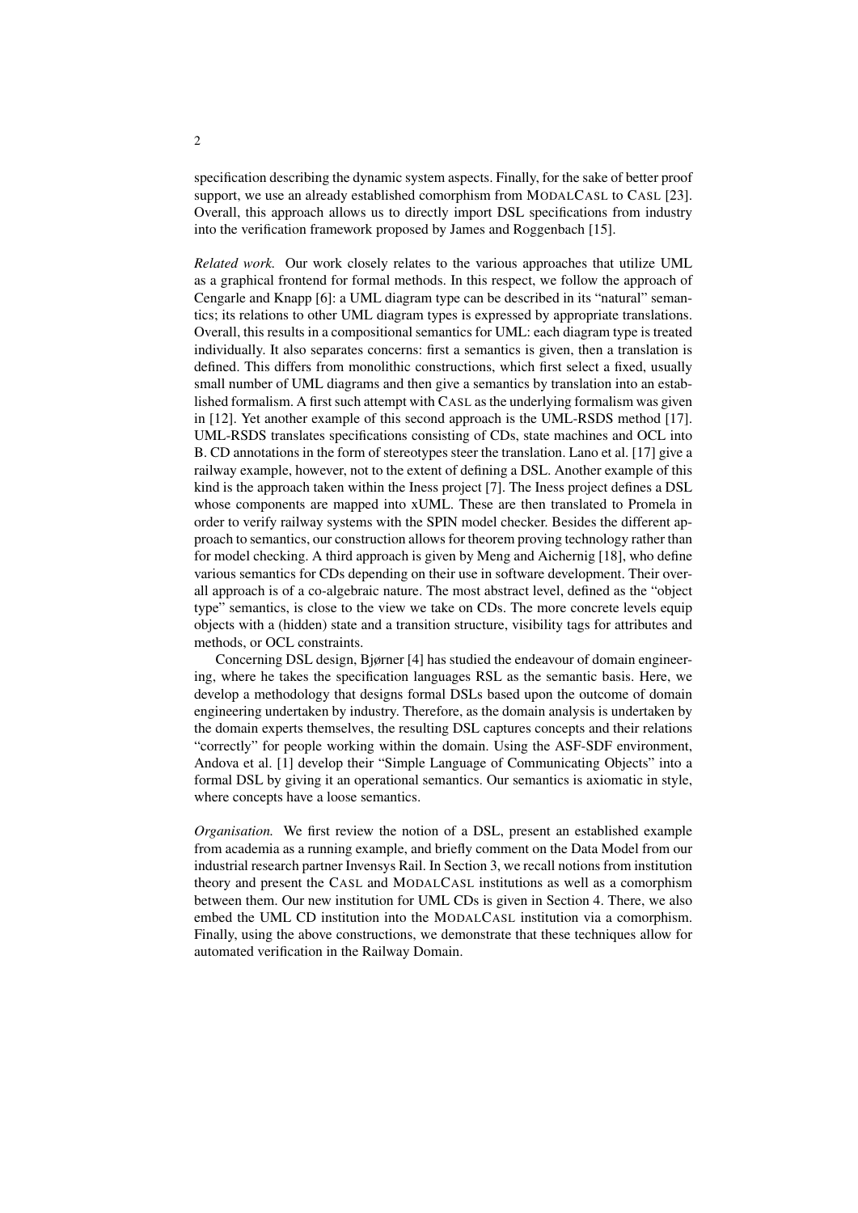specification describing the dynamic system aspects. Finally, for the sake of better proof support, we use an already established comorphism from MODALCASL to CASL [23]. Overall, this approach allows us to directly import DSL specifications from industry into the verification framework proposed by James and Roggenbach [15].

*Related work.* Our work closely relates to the various approaches that utilize UML as a graphical frontend for formal methods. In this respect, we follow the approach of Cengarle and Knapp [6]: a UML diagram type can be described in its "natural" semantics; its relations to other UML diagram types is expressed by appropriate translations. Overall, this results in a compositional semantics for UML: each diagram type is treated individually. It also separates concerns: first a semantics is given, then a translation is defined. This differs from monolithic constructions, which first select a fixed, usually small number of UML diagrams and then give a semantics by translation into an established formalism. A first such attempt with CASL as the underlying formalism was given in [12]. Yet another example of this second approach is the UML-RSDS method [17]. UML-RSDS translates specifications consisting of CDs, state machines and OCL into B. CD annotations in the form of stereotypes steer the translation. Lano et al. [17] give a railway example, however, not to the extent of defining a DSL. Another example of this kind is the approach taken within the Iness project [7]. The Iness project defines a DSL whose components are mapped into xUML. These are then translated to Promela in order to verify railway systems with the SPIN model checker. Besides the different approach to semantics, our construction allows for theorem proving technology rather than for model checking. A third approach is given by Meng and Aichernig [18], who define various semantics for CDs depending on their use in software development. Their overall approach is of a co-algebraic nature. The most abstract level, defined as the "object type" semantics, is close to the view we take on CDs. The more concrete levels equip objects with a (hidden) state and a transition structure, visibility tags for attributes and methods, or OCL constraints.

Concerning DSL design, Bjørner [4] has studied the endeavour of domain engineering, where he takes the specification languages RSL as the semantic basis. Here, we develop a methodology that designs formal DSLs based upon the outcome of domain engineering undertaken by industry. Therefore, as the domain analysis is undertaken by the domain experts themselves, the resulting DSL captures concepts and their relations "correctly" for people working within the domain. Using the ASF-SDF environment, Andova et al. [1] develop their "Simple Language of Communicating Objects" into a formal DSL by giving it an operational semantics. Our semantics is axiomatic in style, where concepts have a loose semantics.

*Organisation.* We first review the notion of a DSL, present an established example from academia as a running example, and briefly comment on the Data Model from our industrial research partner Invensys Rail. In Section 3, we recall notions from institution theory and present the CASL and MODALCASL institutions as well as a comorphism between them. Our new institution for UML CDs is given in Section 4. There, we also embed the UML CD institution into the MODALCASL institution via a comorphism. Finally, using the above constructions, we demonstrate that these techniques allow for automated verification in the Railway Domain.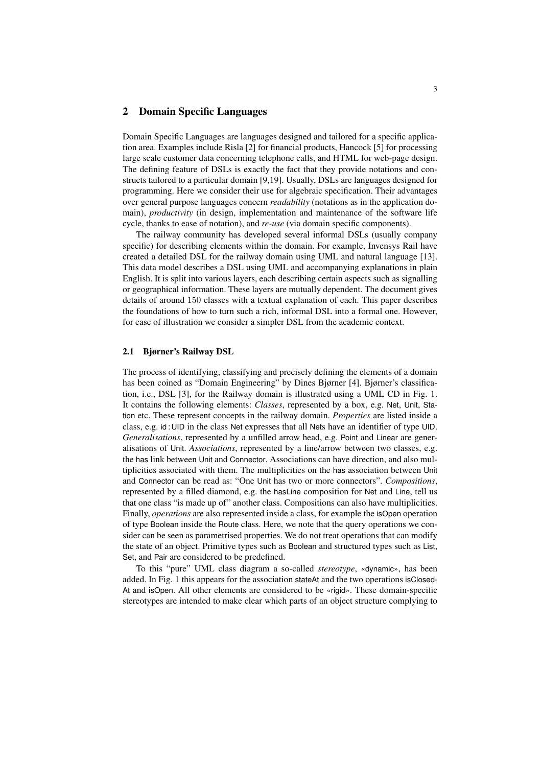## 2 Domain Specific Languages

Domain Specific Languages are languages designed and tailored for a specific application area. Examples include Risla [2] for financial products, Hancock [5] for processing large scale customer data concerning telephone calls, and HTML for web-page design. The defining feature of DSLs is exactly the fact that they provide notations and constructs tailored to a particular domain [9,19]. Usually, DSLs are languages designed for programming. Here we consider their use for algebraic specification. Their advantages over general purpose languages concern *readability* (notations as in the application domain), *productivity* (in design, implementation and maintenance of the software life cycle, thanks to ease of notation), and *re-use* (via domain specific components).

The railway community has developed several informal DSLs (usually company specific) for describing elements within the domain. For example, Invensys Rail have created a detailed DSL for the railway domain using UML and natural language [13]. This data model describes a DSL using UML and accompanying explanations in plain English. It is split into various layers, each describing certain aspects such as signalling or geographical information. These layers are mutually dependent. The document gives details of around 150 classes with a textual explanation of each. This paper describes the foundations of how to turn such a rich, informal DSL into a formal one. However, for ease of illustration we consider a simpler DSL from the academic context.

### 2.1 Bjørner's Railway DSL

The process of identifying, classifying and precisely defining the elements of a domain has been coined as "Domain Engineering" by Dines Bjørner [4]. Bjørner's classification, i.e., DSL [3], for the Railway domain is illustrated using a UML CD in Fig. 1. It contains the following elements: *Classes*, represented by a box, e.g. Net, Unit, Station etc. These represent concepts in the railway domain. *Properties* are listed inside a class, e.g. id : UID in the class Net expresses that all Nets have an identifier of type UID. *Generalisations*, represented by a unfilled arrow head, e.g. Point and Linear are generalisations of Unit. *Associations*, represented by a line/arrow between two classes, e.g. the has link between Unit and Connector. Associations can have direction, and also multiplicities associated with them. The multiplicities on the has association between Unit and Connector can be read as: "One Unit has two or more connectors". *Compositions*, represented by a filled diamond, e.g. the hasLine composition for Net and Line, tell us that one class "is made up of" another class. Compositions can also have multiplicities. Finally, *operations* are also represented inside a class, for example the isOpen operation of type Boolean inside the Route class. Here, we note that the query operations we consider can be seen as parametrised properties. We do not treat operations that can modify the state of an object. Primitive types such as Boolean and structured types such as List, Set, and Pair are considered to be predefined.

To this "pure" UML class diagram a so-called *stereotype*, «dynamic», has been added. In Fig. 1 this appears for the association stateAt and the two operations isClosedAt and isOpen. All other elements are considered to be «rigid». These domain-specific stereotypes are intended to make clear which parts of an object structure complying to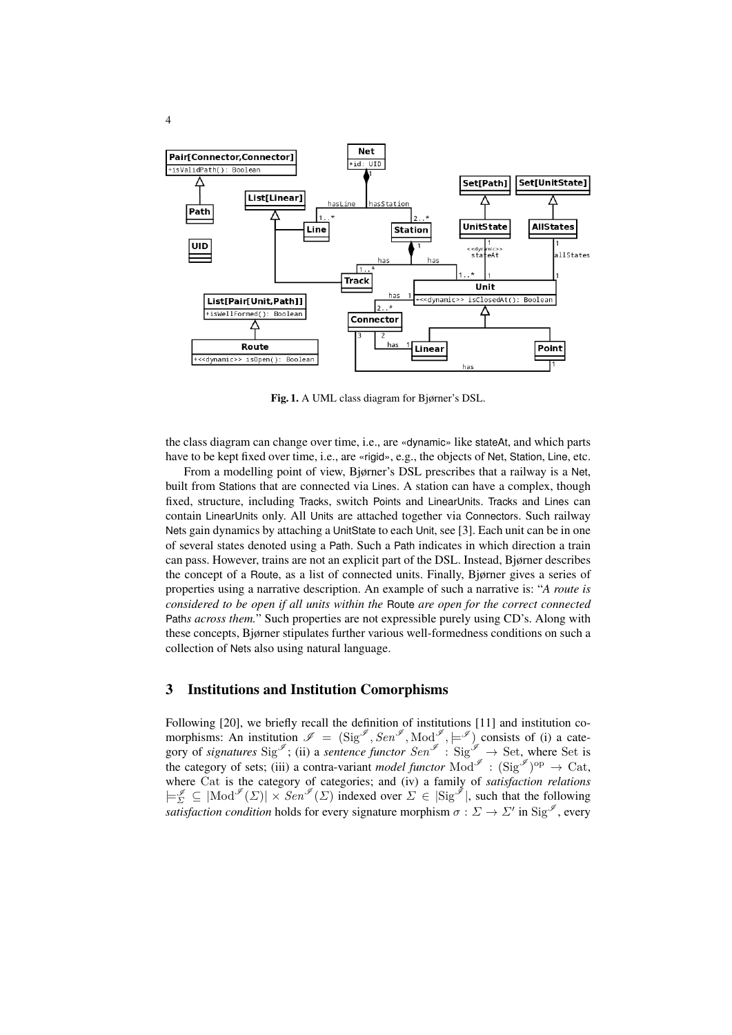Fig. 1. A UML class diagram for Bjørner's DSL.

the class diagram can change over time, i.e., are «dynamic» like stateAt, and which parts have to be kept fixed over time, i.e., are «rigid», e.g., the objects of Net, Station, Line, etc.

From a modelling point of view, Bjørner's DSL prescribes that a railway is a Net, built from Stations that are connected via Lines. A station can have a complex, though fixed, structure, including Tracks, switch Points and LinearUnits. Tracks and Lines can contain LinearUnits only. All Units are attached together via Connectors. Such railway Nets gain dynamics by attaching a UnitState to each Unit, see [3]. Each unit can be in one of several states denoted using a Path. Such a Path indicates in which direction a train can pass. However, trains are not an explicit part of the DSL. Instead, Bjørner describes the concept of a Route, as a list of connected units. Finally, Bjørner gives a series of properties using a narrative description. An example of such a narrative is: "*A route is considered to be open if all units within the* Route *are open for the correct connected* Path*s across them.*" Such properties are not expressible purely using CD's. Along with these concepts, Bjørner stipulates further various well-formedness conditions on such a collection of Nets also using natural language.

## 3 Institutions and Institution Comorphisms

Following [20], we briefly recall the definition of institutions [11] and institution comorphisms: An institution $\mathscr{I} = (\mathrm{Sig}^{\mathscr{I}}, Sen^{\mathscr{I}}, \mathrm{Mod}^{\mathscr{I}}, \models^{\mathscr{I}})$ consists of (i) a category of *signatures* $\mathrm{Sig}^{\mathscr{I}}$; (ii) a *sentence functor* $Sen^{\mathscr{I}} : \mathrm{Sig}^{\mathscr{I}} \to \mathrm{Set}$, where $\mathrm{Set}$ is the category of sets; (iii) a contra-variant *model functor* $\mathrm{Mod}^{\mathscr{I}} : (\mathrm{Sig}^{\mathscr{I}})^{\mathrm{op}} \to \mathrm{Cat}$, where $\mathrm{Cat}$ is the category of categories; and (iv) a family of *satisfaction relations* $\models^{\mathscr{I}}_{\Sigma} \subseteq |\mathrm{Mod}^{\mathscr{I}}(\Sigma)| \times Sen^{\mathscr{I}}(\Sigma)$ indexed over $\Sigma \in |\mathrm{Sig}^{\mathscr{I}}|$, such that the following *satisfaction condition* holds for every signature morphism $\sigma : \Sigma \to \Sigma'$ in $\mathrm{Sig}^{\mathscr{I}}$, every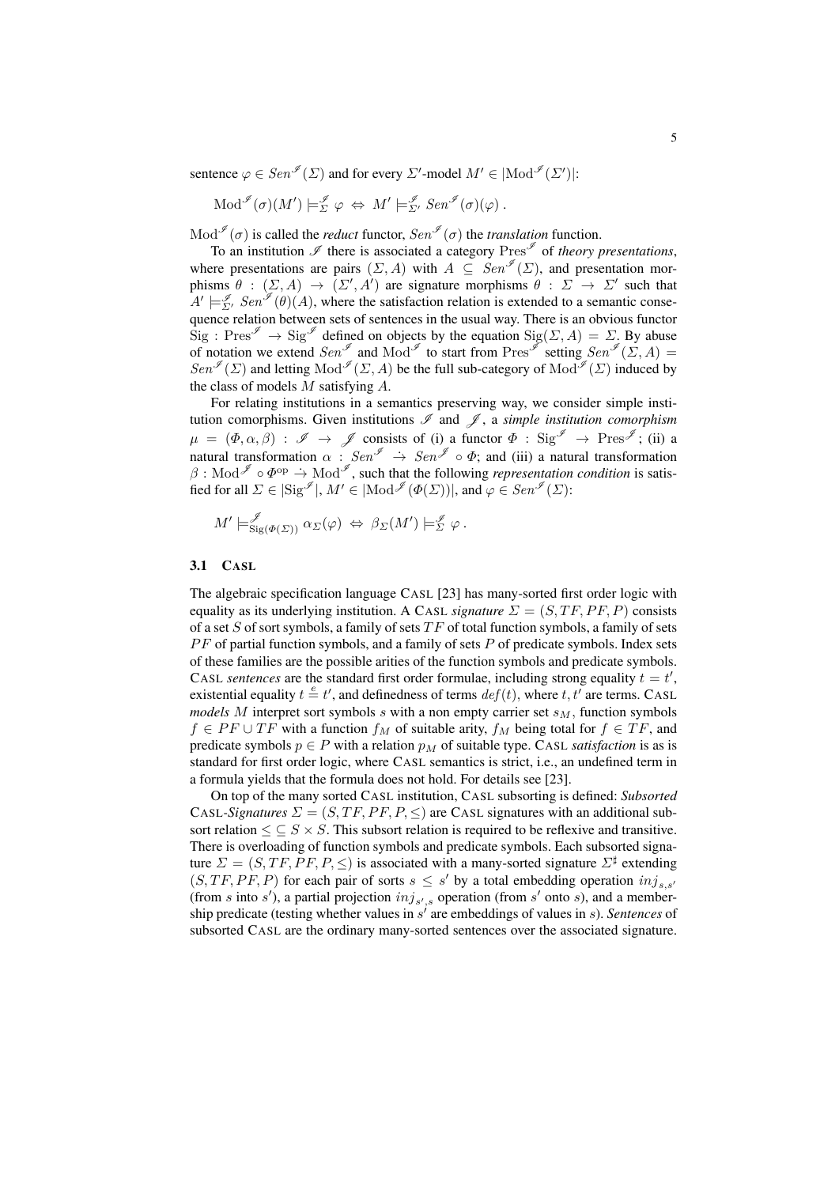sentence $\varphi \in Sen^{\mathscr{I}}(\Sigma)$ and for every $\Sigma'$-model $M' \in |\mathrm{Mod}^{\mathscr{I}}(\Sigma')|$:

$$\mathrm{Mod}^{\mathscr{I}}(\sigma)(M') \models^{\mathscr{I}}_{\Sigma} \varphi \;\Leftrightarrow\; M' \models^{\mathscr{I}}_{\Sigma'} Sen^{\mathscr{I}}(\sigma)(\varphi)\,.$$

$\mathrm{Mod}^{\mathscr{I}}(\sigma)$ is called the *reduct* functor, $Sen^{\mathscr{I}}(\sigma)$ the *translation* function.

To an institution $\mathscr{I}$ there is associated a category $\mathrm{Pres}^{\mathscr{I}}$ of *theory presentations*, where presentations are pairs $(\Sigma, A)$ with $A \subseteq Sen^{\mathscr{I}}(\Sigma)$, and presentation morphisms $\theta : (\Sigma, A) \to (\Sigma', A')$ are signature morphisms $\theta : \Sigma \to \Sigma'$ such that $A' \models^{\mathscr{I}}_{\Sigma'} Sen^{\mathscr{I}}(\theta)(A)$, where the satisfaction relation is extended to a semantic consequence relation between sets of sentences in the usual way. There is an obvious functor $\mathrm{Sig} : \mathrm{Pres}^{\mathscr{I}} \to \mathrm{Sig}^{\mathscr{I}}$ defined on objects by the equation $\mathrm{Sig}(\Sigma, A) = \Sigma$. By abuse of notation we extend $Sen^{\mathscr{I}}$ and $\mathrm{Mod}^{\mathscr{I}}$ to start from $\mathrm{Pres}^{\mathscr{I}}$ setting $Sen^{\mathscr{I}}(\Sigma, A) = Sen^{\mathscr{I}}(\Sigma)$ and letting $\mathrm{Mod}^{\mathscr{I}}(\Sigma, A)$ be the full sub-category of $\mathrm{Mod}^{\mathscr{I}}(\Sigma)$ induced by the class of models $M$ satisfying $A$.

For relating institutions in a semantics preserving way, we consider simple institution comorphisms. Given institutions $\mathscr{I}$ and $\mathscr{J}$, a *simple institution comorphism* $\mu = (\Phi, \alpha, \beta) : \mathscr{I} \to \mathscr{J}$ consists of (i) a functor $\Phi : \mathrm{Sig}^{\mathscr{I}} \to \mathrm{Pres}^{\mathscr{J}}$; (ii) a natural transformation $\alpha : Sen^{\mathscr{I}} \dot{\to} Sen^{\mathscr{J}} \circ \Phi$; and (iii) a natural transformation $\beta : \mathrm{Mod}^{\mathscr{J}} \circ \Phi^{\mathrm{op}} \dot{\to} \mathrm{Mod}^{\mathscr{I}}$, such that the following *representation condition* is satisfied for all $\Sigma \in |\mathrm{Sig}^{\mathscr{I}}|$, $M' \in |\mathrm{Mod}^{\mathscr{J}}(\Phi(\Sigma))|$, and $\varphi \in Sen^{\mathscr{I}}(\Sigma)$:

$$M' \models^{\mathscr{J}}_{\mathrm{Sig}(\Phi(\Sigma))} \alpha_{\Sigma}(\varphi) \;\Leftrightarrow\; \beta_{\Sigma}(M') \models^{\mathscr{I}}_{\Sigma} \varphi\,.$$

### 3.1 CASL

The algebraic specification language CASL [23] has many-sorted first order logic with equality as its underlying institution. A CASL *signature* $\Sigma = (S, TF, PF, P)$ consists of a set $S$ of sort symbols, a family of sets $TF$ of total function symbols, a family of sets $PF$ of partial function symbols, and a family of sets $P$ of predicate symbols. Index sets of these families are the possible arities of the function symbols and predicate symbols. CASL *sentences* are the standard first order formulae, including strong equality $t = t'$, existential equality $t \stackrel{e}{=} t'$, and definedness of terms $def(t)$, where $t, t'$ are terms. CASL *models* $M$ interpret sort symbols $s$ with a non empty carrier set $s_M$, function symbols $f \in PF \cup TF$ with a function $f_M$ of suitable arity, $f_M$ being total for $f \in TF$, and predicate symbols $p \in P$ with a relation $p_M$ of suitable type. CASL *satisfaction* is as is standard for first order logic, where CASL semantics is strict, i.e., an undefined term in a formula yields that the formula does not hold. For details see [23].

On top of the many sorted CASL institution, CASL subsorting is defined: *Subsorted* CASL-*Signatures* $\Sigma = (S, TF, PF, P, \leq)$ are CASL signatures with an additional subsort relation $\leq\, \subseteq S \times S$. This subsort relation is required to be reflexive and transitive. There is overloading of function symbols and predicate symbols. Each subsorted signature $\Sigma = (S, TF, PF, P, \leq)$ is associated with a many-sorted signature $\Sigma^{\sharp}$ extending $(S, TF, PF, P)$ for each pair of sorts $s \leq s'$ by a total embedding operation $inj_{s,s'}$ (from $s$ into $s'$), a partial projection $inj_{s',s}$ operation (from $s'$ onto $s$), and a membership predicate (testing whether values in $s'$ are embeddings of values in $s$). *Sentences* of subsorted CASL are the ordinary many-sorted sentences over the associated signature.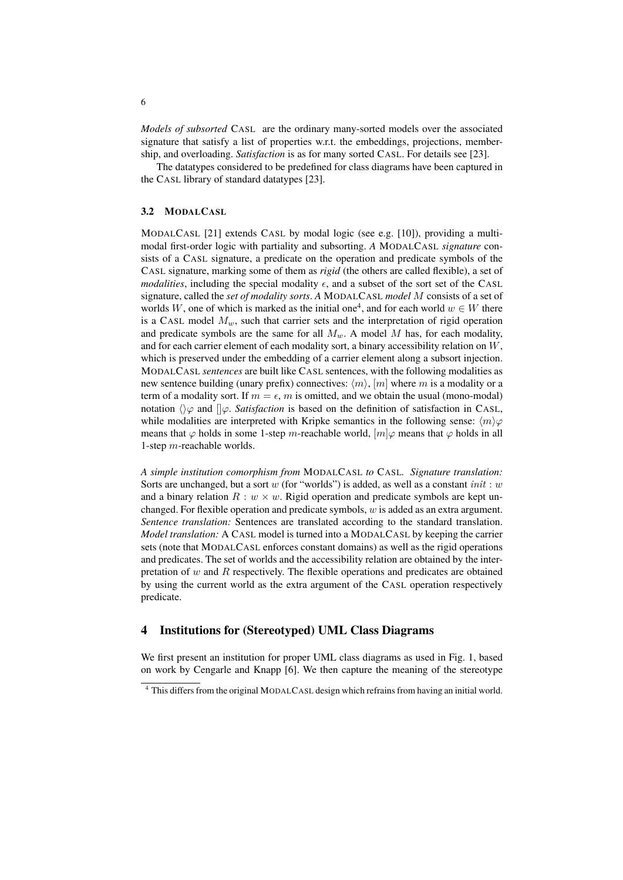*Models of subsorted* CASL are the ordinary many-sorted models over the associated signature that satisfy a list of properties w.r.t. the embeddings, projections, membership, and overloading. *Satisfaction* is as for many sorted CASL. For details see [23].

The datatypes considered to be predefined for class diagrams have been captured in the CASL library of standard datatypes [23].

### 3.2 MODALCASL

MODALCASL [21] extends CASL by modal logic (see e.g. [10]), providing a multi-modal first-order logic with partiality and subsorting. *A* MODALCASL *signature* consists of a CASL signature, a predicate on the operation and predicate symbols of the CASL signature, marking some of them as *rigid* (the others are called flexible), a set of *modalities*, including the special modality $\epsilon$, and a subset of the sort set of the CASL signature, called the *set of modality sorts*. *A* MODALCASL *model* $M$ consists of a set of worlds $W$, one of which is marked as the initial one[4], and for each world $w \in W$ there is a CASL model $M_w$, such that carrier sets and the interpretation of rigid operation and predicate symbols are the same for all $M_w$. A model $M$ has, for each modality, and for each carrier element of each modality sort, a binary accessibility relation on $W$, which is preserved under the embedding of a carrier element along a subsort injection. MODALCASL *sentences* are built like CASL sentences, with the following modalities as new sentence building (unary prefix) connectives: $\langle m \rangle$, $[m]$ where $m$ is a modality or a term of a modality sort. If $m = \epsilon$, $m$ is omitted, and we obtain the usual (mono-modal) notation $\langle\rangle\varphi$ and $[]\varphi$. *Satisfaction* is based on the definition of satisfaction in CASL, while modalities are interpreted with Kripke semantics in the following sense: $\langle m \rangle\varphi$ means that $\varphi$ holds in some 1-step $m$-reachable world, $[m]\varphi$ means that $\varphi$ holds in all 1-step $m$-reachable worlds.

*A simple institution comorphism from* MODALCASL *to* CASL*. Signature translation:* Sorts are unchanged, but a sort $w$ (for "worlds") is added, as well as a constant $init : w$ and a binary relation $R : w \times w$. Rigid operation and predicate symbols are kept unchanged. For flexible operation and predicate symbols, $w$ is added as an extra argument. *Sentence translation:* Sentences are translated according to the standard translation. *Model translation:* A CASL model is turned into a MODALCASL by keeping the carrier sets (note that MODALCASL enforces constant domains) as well as the rigid operations and predicates. The set of worlds and the accessibility relation are obtained by the interpretation of $w$ and $R$ respectively. The flexible operations and predicates are obtained by using the current world as the extra argument of the CASL operation respectively predicate.

## 4 Institutions for (Stereotyped) UML Class Diagrams

We first present an institution for proper UML class diagrams as used in Fig. 1, based on work by Cengarle and Knapp [6]. We then capture the meaning of the stereotype

[4] This differs from the original MODALCASL design which refrains from having an initial world.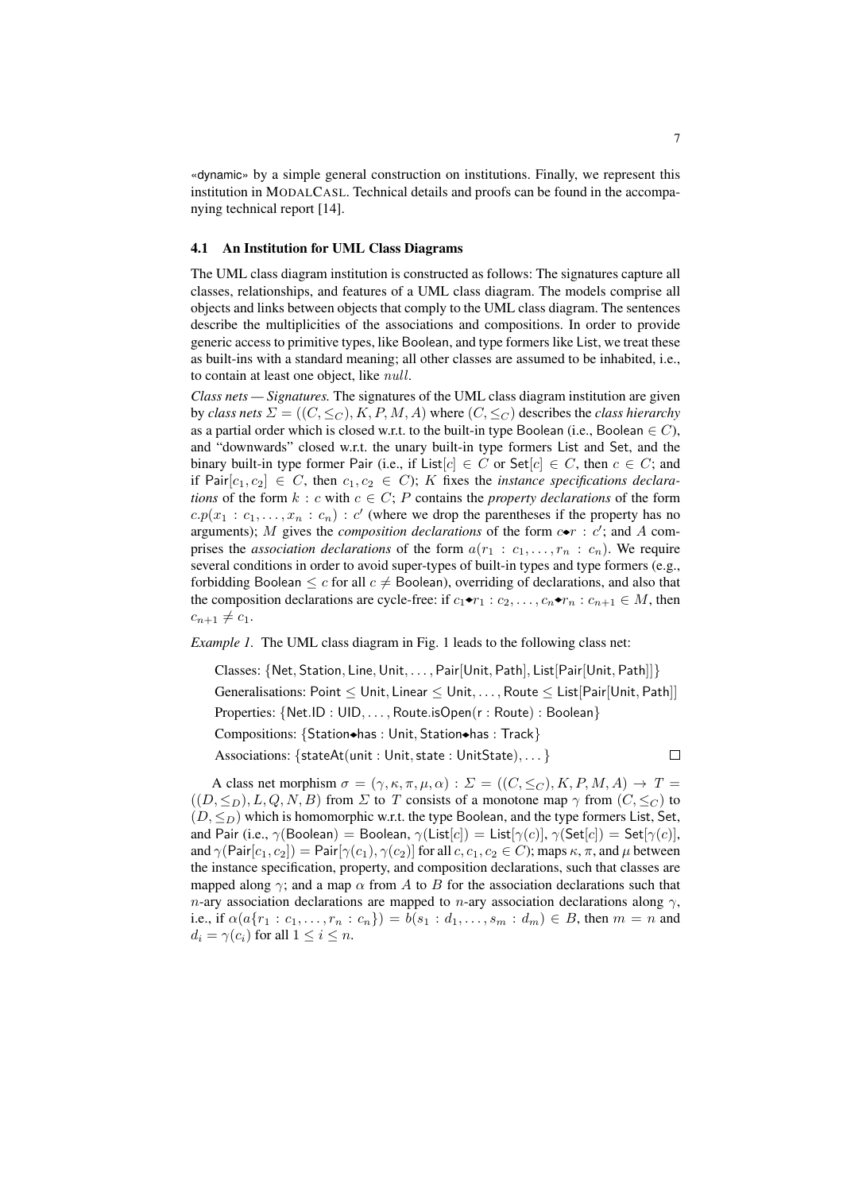«dynamic» by a simple general construction on institutions. Finally, we represent this institution in MODALCASL. Technical details and proofs can be found in the accompanying technical report [14].

### 4.1 An Institution for UML Class Diagrams

The UML class diagram institution is constructed as follows: The signatures capture all classes, relationships, and features of a UML class diagram. The models comprise all objects and links between objects that comply to the UML class diagram. The sentences describe the multiplicities of the associations and compositions. In order to provide generic access to primitive types, like Boolean, and type formers like List, we treat these as built-ins with a standard meaning; all other classes are assumed to be inhabited, i.e., to contain at least one object, like $null$.

*Class nets — Signatures.* The signatures of the UML class diagram institution are given by *class nets* $\Sigma = ((C, \leq_C), K, P, M, A)$ where $(C, \leq_C)$ describes the *class hierarchy* as a partial order which is closed w.r.t. to the built-in type Boolean (i.e., $\mathsf{Boolean} \in C$), and "downwards" closed w.r.t. the unary built-in type formers List and Set, and the binary built-in type former Pair (i.e., if $\mathsf{List}[c] \in C$ or $\mathsf{Set}[c] \in C$, then $c \in C$; and if $\mathsf{Pair}[c_1, c_2] \in C$, then $c_1, c_2 \in C$); $K$ fixes the *instance specifications declarations* of the form $k : c$ with $c \in C$; $P$ contains the *property declarations* of the form $c.p(x_1 : c_1, \dots, x_n : c_n) : c'$ (where we drop the parentheses if the property has no arguments); $M$ gives the *composition declarations* of the form $c \blacklozenge r : c'$; and $A$ comprises the *association declarations* of the form $a(r_1 : c_1, \dots, r_n : c_n)$. We require several conditions in order to avoid super-types of built-in types and type formers (e.g., forbidding $\mathsf{Boolean} \leq c$ for all $c \neq \mathsf{Boolean}$), overriding of declarations, and also that the composition declarations are cycle-free: if $c_1 \blacklozenge r_1 : c_2, \dots, c_n \blacklozenge r_n : c_{n+1} \in M$, then $c_{n+1} \neq c_1$.

*Example 1.* The UML class diagram in Fig. 1 leads to the following class net:

Classes: $\{\mathsf{Net}, \mathsf{Station}, \mathsf{Line}, \mathsf{Unit}, \dots, \mathsf{Pair}[\mathsf{Unit}, \mathsf{Path}], \mathsf{List}[\mathsf{Pair}[\mathsf{Unit}, \mathsf{Path}]]\}$
Generalisations: $\mathsf{Point} \leq \mathsf{Unit}, \mathsf{Linear} \leq \mathsf{Unit}, \dots, \mathsf{Route} \leq \mathsf{List}[\mathsf{Pair}[\mathsf{Unit}, \mathsf{Path}]]$
Properties: $\{\mathsf{Net.ID} : \mathsf{UID}, \dots, \mathsf{Route.isOpen}(\mathsf{r} : \mathsf{Route}) : \mathsf{Boolean}\}$
Compositions: $\{\mathsf{Station} \blacklozenge \mathsf{has} : \mathsf{Unit}, \mathsf{Station} \blacklozenge \mathsf{has} : \mathsf{Track}\}$
Associations: $\{\mathsf{stateAt}(\mathsf{unit} : \mathsf{Unit}, \mathsf{state} : \mathsf{UnitState}), \dots\}$ □

A class net morphism $\sigma = (\gamma, \kappa, \pi, \mu, \alpha) : \Sigma = ((C, \leq_C), K, P, M, A) \to T = ((D, \leq_D), L, Q, N, B)$ from $\Sigma$ to $T$ consists of a monotone map $\gamma$ from $(C, \leq_C)$ to $(D, \leq_D)$ which is homomorphic w.r.t. the type Boolean, and the type formers List, Set, and Pair (i.e., $\gamma(\mathsf{Boolean}) = \mathsf{Boolean}$, $\gamma(\mathsf{List}[c]) = \mathsf{List}[\gamma(c)]$, $\gamma(\mathsf{Set}[c]) = \mathsf{Set}[\gamma(c)]$, and $\gamma(\mathsf{Pair}[c_1, c_2]) = \mathsf{Pair}[\gamma(c_1), \gamma(c_2)]$ for all $c, c_1, c_2 \in C$); maps $\kappa$, $\pi$, and $\mu$ between the instance specification, property, and composition declarations, such that classes are mapped along $\gamma$; and a map $\alpha$ from $A$ to $B$ for the association declarations such that $n$-ary association declarations are mapped to $n$-ary association declarations along $\gamma$, i.e., if $\alpha(a\{r_1 : c_1, \dots, r_n : c_n\}) = b(s_1 : d_1, \dots, s_m : d_m) \in B$, then $m = n$ and $d_i = \gamma(c_i)$ for all $1 \leq i \leq n$.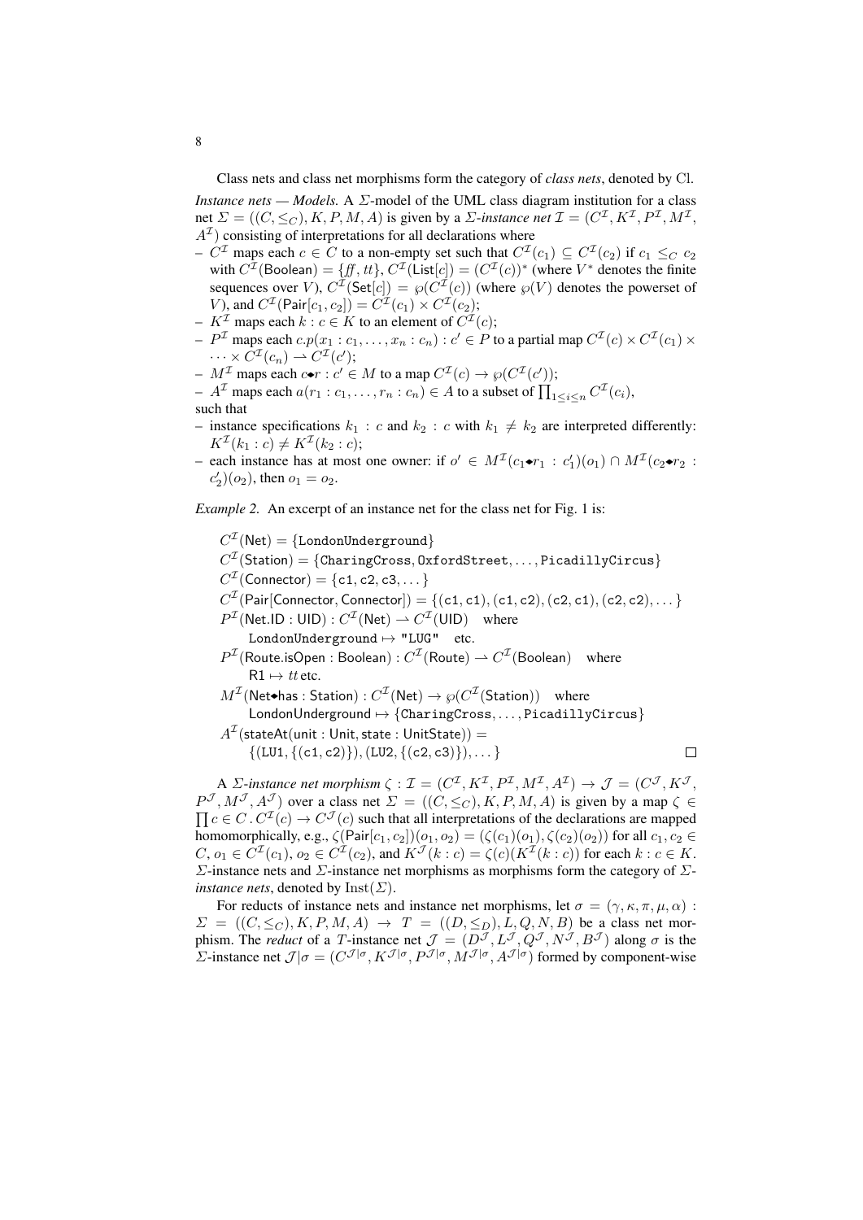Class nets and class net morphisms form the category of *class nets*, denoted by $\mathrm{Cl}$.

*Instance nets — Models.* A $\Sigma$-model of the UML class diagram institution for a class net $\Sigma = ((C, \leq_C), K, P, M, A)$ is given by a $\Sigma$-*instance net* $\mathcal{I} = (C^{\mathcal{I}}, K^{\mathcal{I}}, P^{\mathcal{I}}, M^{\mathcal{I}}, A^{\mathcal{I}})$ consisting of interpretations for all declarations where

- $C^{\mathcal{I}}$ maps each $c \in C$ to a non-empty set such that $C^{\mathcal{I}}(c_1) \subseteq C^{\mathcal{I}}(c_2)$ if $c_1 \leq_C c_2$ with $C^{\mathcal{I}}(\mathsf{Boolean}) = \{f\!f, tt\}$, $C^{\mathcal{I}}(\mathsf{List}[c]) = (C^{\mathcal{I}}(c))^*$ (where $V^*$ denotes the finite sequences over $V$), $C^{\mathcal{I}}(\mathsf{Set}[c]) = \wp(C^{\mathcal{I}}(c))$ (where $\wp(V)$ denotes the powerset of $V$), and $C^{\mathcal{I}}(\mathsf{Pair}[c_1, c_2]) = C^{\mathcal{I}}(c_1) \times C^{\mathcal{I}}(c_2)$;
- $K^{\mathcal{I}}$ maps each $k : c \in K$ to an element of $C^{\mathcal{I}}(c)$;
- $P^{\mathcal{I}}$ maps each $c.p(x_1 : c_1, \ldots, x_n : c_n) : c' \in P$ to a partial map $C^{\mathcal{I}}(c) \times C^{\mathcal{I}}(c_1) \times \cdots \times C^{\mathcal{I}}(c_n) \rightharpoonup C^{\mathcal{I}}(c')$;
- $M^{\mathcal{I}}$ maps each $c{\blacklozenge}r : c' \in M$ to a map $C^{\mathcal{I}}(c) \to \wp(C^{\mathcal{I}}(c'))$;
- $A^{\mathcal{I}}$ maps each $a(r_1 : c_1, \ldots, r_n : c_n) \in A$ to a subset of $\prod_{1 \leq i \leq n} C^{\mathcal{I}}(c_i)$,

such that

- instance specifications $k_1 : c$ and $k_2 : c$ with $k_1 \neq k_2$ are interpreted differently: $K^{\mathcal{I}}(k_1 : c) \neq K^{\mathcal{I}}(k_2 : c)$;
- each instance has at most one owner: if $o' \in M^{\mathcal{I}}(c_1{\blacklozenge}r_1 : c_1')(o_1) \cap M^{\mathcal{I}}(c_2{\blacklozenge}r_2 : c_2')(o_2)$, then $o_1 = o_2$.

*Example 2.* An excerpt of an instance net for the class net for Fig. 1 is:

$$
\begin{aligned}
& C^{\mathcal{I}}(\mathsf{Net}) = \{\texttt{LondonUnderground}\} \\
& C^{\mathcal{I}}(\mathsf{Station}) = \{\texttt{CharingCross}, \texttt{OxfordStreet}, \ldots, \texttt{PicadillyCircus}\} \\
& C^{\mathcal{I}}(\mathsf{Connector}) = \{\texttt{c1}, \texttt{c2}, \texttt{c3}, \ldots\} \\
& C^{\mathcal{I}}(\mathsf{Pair}[\mathsf{Connector}, \mathsf{Connector}]) = \{(\texttt{c1}, \texttt{c1}), (\texttt{c1}, \texttt{c2}), (\texttt{c2}, \texttt{c1}), (\texttt{c2}, \texttt{c2}), \ldots\} \\
& P^{\mathcal{I}}(\mathsf{Net.ID} : \mathsf{UID}) : C^{\mathcal{I}}(\mathsf{Net}) \rightharpoonup C^{\mathcal{I}}(\mathsf{UID}) \quad \text{where} \\
& \qquad \texttt{LondonUnderground} \mapsto \texttt{"LUG"} \quad \text{etc.} \\
& P^{\mathcal{I}}(\mathsf{Route.isOpen} : \mathsf{Boolean}) : C^{\mathcal{I}}(\mathsf{Route}) \rightharpoonup C^{\mathcal{I}}(\mathsf{Boolean}) \quad \text{where} \\
& \qquad \mathsf{R1} \mapsto tt \text{ etc.} \\
& M^{\mathcal{I}}(\mathsf{Net{\blacklozenge}has} : \mathsf{Station}) : C^{\mathcal{I}}(\mathsf{Net}) \to \wp(C^{\mathcal{I}}(\mathsf{Station})) \quad \text{where} \\
& \qquad \mathsf{LondonUnderground} \mapsto \{\texttt{CharingCross}, \ldots, \texttt{PicadillyCircus}\} \\
& A^{\mathcal{I}}(\mathsf{stateAt}(\mathsf{unit} : \mathsf{Unit}, \mathsf{state} : \mathsf{UnitState})) = \\
& \qquad \{(\texttt{LU1}, \{(\texttt{c1}, \texttt{c2})\}), (\texttt{LU2}, \{(\texttt{c2}, \texttt{c3})\}), \ldots\}
\end{aligned}
$$

$\square$

A $\Sigma$-*instance net morphism* $\zeta : \mathcal{I} = (C^{\mathcal{I}}, K^{\mathcal{I}}, P^{\mathcal{I}}, M^{\mathcal{I}}, A^{\mathcal{I}}) \to \mathcal{J} = (C^{\mathcal{J}}, K^{\mathcal{J}}, P^{\mathcal{J}}, M^{\mathcal{J}}, A^{\mathcal{J}})$ over a class net $\Sigma = ((C, \leq_C), K, P, M, A)$ is given by a map $\zeta \in \prod c \in C \,.\, C^{\mathcal{I}}(c) \to C^{\mathcal{J}}(c)$ such that all interpretations of the declarations are mapped homomorphically, e.g., $\zeta(\mathsf{Pair}[c_1, c_2])(o_1, o_2) = (\zeta(c_1)(o_1), \zeta(c_2)(o_2))$ for all $c_1, c_2 \in C$, $o_1 \in C^{\mathcal{I}}(c_1)$, $o_2 \in C^{\mathcal{I}}(c_2)$, and $K^{\mathcal{J}}(k : c) = \zeta(c)(K^{\mathcal{I}}(k : c))$ for each $k : c \in K$. $\Sigma$-instance nets and $\Sigma$-instance net morphisms as morphisms form the category of $\Sigma$-*instance nets*, denoted by $\mathrm{Inst}(\Sigma)$.

For reducts of instance nets and instance net morphisms, let $\sigma = (\gamma, \kappa, \pi, \mu, \alpha) : \Sigma = ((C, \leq_C), K, P, M, A) \to T = ((D, \leq_D), L, Q, N, B)$ be a class net morphism. The *reduct* of a $T$-instance net $\mathcal{J} = (D^{\mathcal{J}}, L^{\mathcal{J}}, Q^{\mathcal{J}}, N^{\mathcal{J}}, B^{\mathcal{J}})$ along $\sigma$ is the $\Sigma$-instance net $\mathcal{J}|\sigma = (C^{\mathcal{J}|\sigma}, K^{\mathcal{J}|\sigma}, P^{\mathcal{J}|\sigma}, M^{\mathcal{J}|\sigma}, A^{\mathcal{J}|\sigma})$ formed by component-wise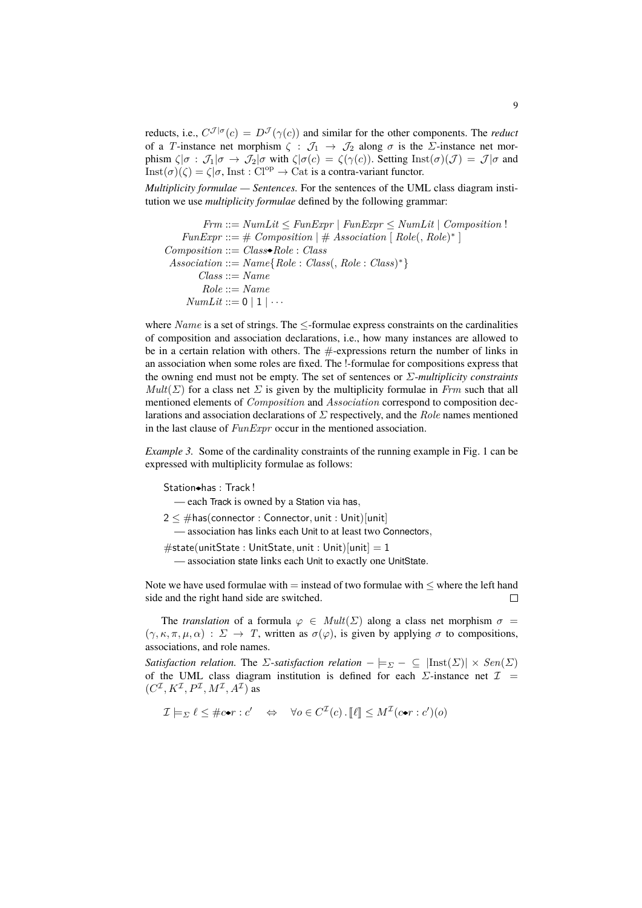reducts, i.e., $C^{\mathcal{J}|\sigma}(c) = D^{\mathcal{J}}(\gamma(c))$ and similar for the other components. The *reduct* of a $T$-instance net morphism $\zeta : \mathcal{J}_1 \to \mathcal{J}_2$ along $\sigma$ is the $\Sigma$-instance net morphism $\zeta|\sigma : \mathcal{J}_1|\sigma \to \mathcal{J}_2|\sigma$ with $\zeta|\sigma(c) = \zeta(\gamma(c))$. Setting $\mathrm{Inst}(\sigma)(\mathcal{J}) = \mathcal{J}|\sigma$ and $\mathrm{Inst}(\sigma)(\zeta) = \zeta|\sigma$, $\mathrm{Inst} : \mathrm{Cl}^{\mathrm{op}} \to \mathrm{Cat}$ is a contra-variant functor.

*Multiplicity formulae — Sentences.* For the sentences of the UML class diagram institution we use *multiplicity formulae* defined by the following grammar:

$$
\begin{aligned}
\mathit{Frm} &::= \mathit{NumLit} \leq \mathit{FunExpr} \mid \mathit{FunExpr} \leq \mathit{NumLit} \mid \mathit{Composition}\,! \\
\mathit{FunExpr} &::= \#\ \mathit{Composition} \mid \#\ \mathit{Association}\ [\ \mathit{Role}(,\ \mathit{Role})^*\ ] \\
\mathit{Composition} &::= \mathit{Class}{\blacklozenge}\mathit{Role} : \mathit{Class} \\
\mathit{Association} &::= \mathit{Name}\{\mathit{Role} : \mathit{Class}(,\ \mathit{Role} : \mathit{Class})^*\} \\
\mathit{Class} &::= \mathit{Name} \\
\mathit{Role} &::= \mathit{Name} \\
\mathit{NumLit} &::= 0 \mid 1 \mid \cdots
\end{aligned}
$$

where $\mathit{Name}$ is a set of strings. The $\leq$-formulae express constraints on the cardinalities of composition and association declarations, i.e., how many instances are allowed to be in a certain relation with others. The $\#$-expressions return the number of links in an association when some roles are fixed. The !-formulae for compositions express that the owning end must not be empty. The set of sentences or *$\Sigma$-multiplicity constraints* $\mathit{Mult}(\Sigma)$ for a class net $\Sigma$ is given by the multiplicity formulae in $\mathit{Frm}$ such that all mentioned elements of $\mathit{Composition}$ and $\mathit{Association}$ correspond to composition declarations and association declarations of $\Sigma$ respectively, and the $\mathit{Role}$ names mentioned in the last clause of $\mathit{FunExpr}$ occur in the mentioned association.

*Example 3.* Some of the cardinality constraints of the running example in Fig. 1 can be expressed with multiplicity formulae as follows:

$\mathsf{Station}{\blacklozenge}\mathsf{has} : \mathsf{Track}\,!$
— each Track is owned by a Station via has,

$2 \leq \#\mathsf{has}(\mathsf{connector} : \mathsf{Connector}, \mathsf{unit} : \mathsf{Unit})[\mathsf{unit}]$
— association has links each Unit to at least two Connectors,

$\#\mathsf{state}(\mathsf{unitState} : \mathsf{UnitState}, \mathsf{unit} : \mathsf{Unit})[\mathsf{unit}] = 1$
— association state links each Unit to exactly one UnitState.

Note we have used formulae with $=$ instead of two formulae with $\leq$ where the left hand side and the right hand side are switched. □

The *translation* of a formula $\varphi \in \mathit{Mult}(\Sigma)$ along a class net morphism $\sigma = (\gamma, \kappa, \pi, \mu, \alpha) : \Sigma \to T$, written as $\sigma(\varphi)$, is given by applying $\sigma$ to compositions, associations, and role names.

*Satisfaction relation.* The *$\Sigma$-satisfaction relation* $- \models_\Sigma - \subseteq |\mathrm{Inst}(\Sigma)| \times \mathit{Sen}(\Sigma)$ of the UML class diagram institution is defined for each $\Sigma$-instance net $\mathcal{I} = (C^{\mathcal{I}}, K^{\mathcal{I}}, P^{\mathcal{I}}, M^{\mathcal{I}}, A^{\mathcal{I}})$ as

$$
\mathcal{I} \models_\Sigma \ell \leq \# c{\blacklozenge}r : c' \quad \Leftrightarrow \quad \forall o \in C^{\mathcal{I}}(c) \,.\, [\![\ell]\!] \leq M^{\mathcal{I}}(c{\blacklozenge}r : c')(o)
$$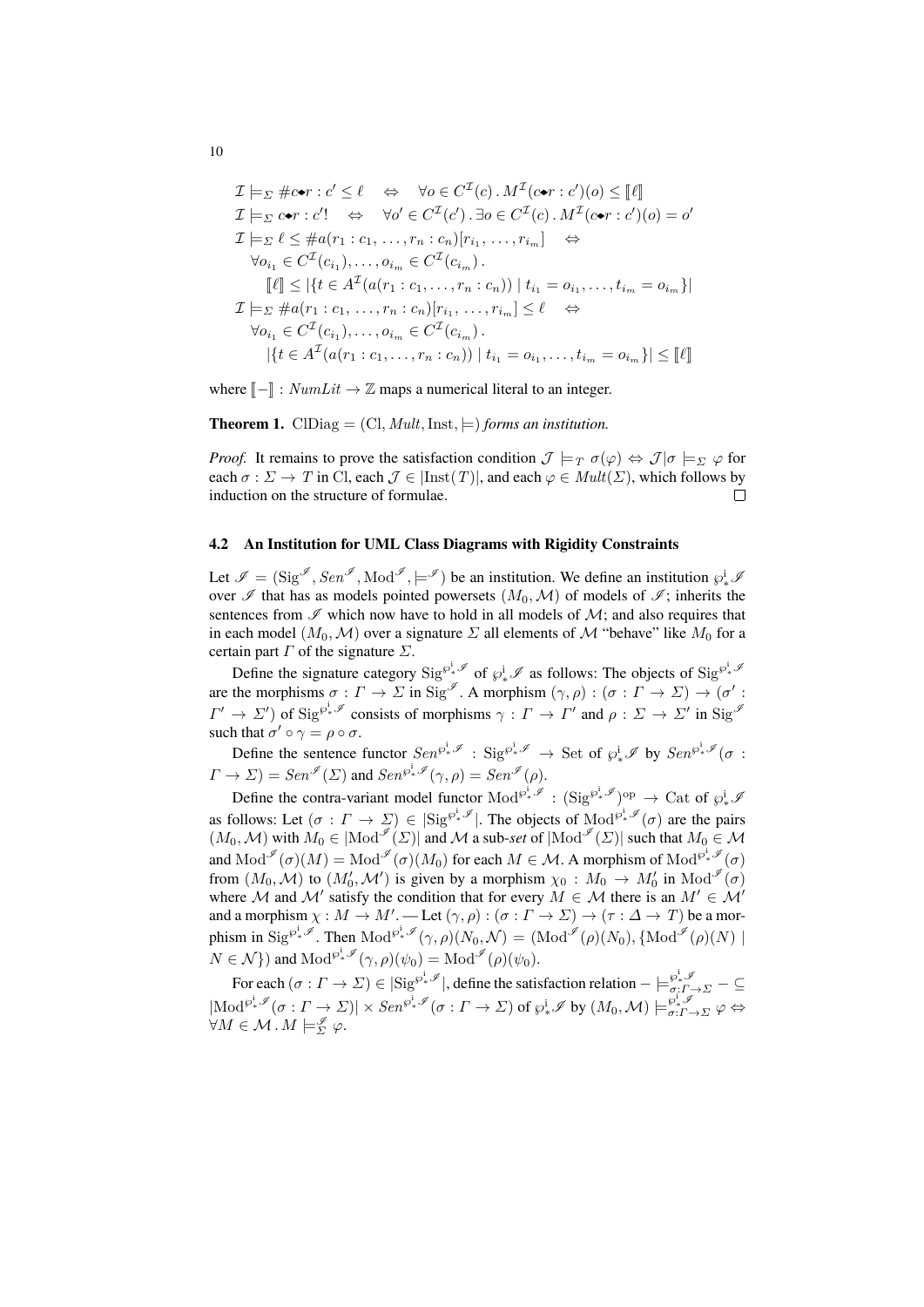$$
\begin{aligned}
&\mathcal{I} \models_\Sigma \#c\bullet r : c' \leq \ell \quad\Leftrightarrow\quad \forall o \in C^{\mathcal{I}}(c) \,.\, M^{\mathcal{I}}(c\bullet r : c')(o) \leq [\![\ell]\!] \\
&\mathcal{I} \models_\Sigma c\bullet r : c'! \quad\Leftrightarrow\quad \forall o' \in C^{\mathcal{I}}(c') \,.\, \exists o \in C^{\mathcal{I}}(c) \,.\, M^{\mathcal{I}}(c\bullet r : c')(o) = o' \\
&\mathcal{I} \models_\Sigma \ell \leq \#a(r_1 : c_1, \ldots, r_n : c_n)[r_{i_1}, \ldots, r_{i_m}] \quad\Leftrightarrow \\
&\quad \forall o_{i_1} \in C^{\mathcal{I}}(c_{i_1}), \ldots, o_{i_m} \in C^{\mathcal{I}}(c_{i_m}) \,. \\
&\qquad [\![\ell]\!] \leq |\{t \in A^{\mathcal{I}}(a(r_1 : c_1, \ldots, r_n : c_n)) \mid t_{i_1} = o_{i_1}, \ldots, t_{i_m} = o_{i_m}\}| \\
&\mathcal{I} \models_\Sigma \#a(r_1 : c_1, \ldots, r_n : c_n)[r_{i_1}, \ldots, r_{i_m}] \leq \ell \quad\Leftrightarrow \\
&\quad \forall o_{i_1} \in C^{\mathcal{I}}(c_{i_1}), \ldots, o_{i_m} \in C^{\mathcal{I}}(c_{i_m}) \,. \\
&\qquad |\{t \in A^{\mathcal{I}}(a(r_1 : c_1, \ldots, r_n : c_n)) \mid t_{i_1} = o_{i_1}, \ldots, t_{i_m} = o_{i_m}\}| \leq [\![\ell]\!]
\end{aligned}
$$

where $[\![-]\!] : \mathit{NumLit} \to \mathbb{Z}$ maps a numerical literal to an integer.

**Theorem 1.** $\mathrm{ClDiag} = (\mathrm{Cl}, \mathit{Mult}, \mathrm{Inst}, \models)$ *forms an institution.*

*Proof.* It remains to prove the satisfaction condition $\mathcal{J} \models_T \sigma(\varphi) \Leftrightarrow \mathcal{J}|\sigma \models_\Sigma \varphi$ for each $\sigma : \Sigma \to T$ in Cl, each $\mathcal{J} \in |\mathrm{Inst}(T)|$, and each $\varphi \in \mathit{Mult}(\Sigma)$, which follows by induction on the structure of formulae. □

### 4.2 An Institution for UML Class Diagrams with Rigidity Constraints

Let $\mathscr{I} = (\mathrm{Sig}^{\mathscr{I}}, \mathit{Sen}^{\mathscr{I}}, \mathrm{Mod}^{\mathscr{I}}, \models^{\mathscr{I}})$ be an institution. We define an institution $\wp^{\mathrm{i}}_{*}\mathscr{I}$ over $\mathscr{I}$ that has as models pointed powersets $(M_0, \mathcal{M})$ of models of $\mathscr{I}$; inherits the sentences from $\mathscr{I}$ which now have to hold in all models of $\mathcal{M}$; and also requires that in each model $(M_0, \mathcal{M})$ over a signature $\Sigma$ all elements of $\mathcal{M}$ "behave" like $M_0$ for a certain part $\Gamma$ of the signature $\Sigma$.

Define the signature category $\mathrm{Sig}^{\wp^{\mathrm{i}}_{*}\mathscr{I}}$ of $\wp^{\mathrm{i}}_{*}\mathscr{I}$ as follows: The objects of $\mathrm{Sig}^{\wp^{\mathrm{i}}_{*}\mathscr{I}}$ are the morphisms $\sigma : \Gamma \to \Sigma$ in $\mathrm{Sig}^{\mathscr{I}}$. A morphism $(\gamma, \rho) : (\sigma : \Gamma \to \Sigma) \to (\sigma' : \Gamma' \to \Sigma')$ of $\mathrm{Sig}^{\wp^{\mathrm{i}}_{*}\mathscr{I}}$ consists of morphisms $\gamma : \Gamma \to \Gamma'$ and $\rho : \Sigma \to \Sigma'$ in $\mathrm{Sig}^{\mathscr{I}}$ such that $\sigma' \circ \gamma = \rho \circ \sigma$.

Define the sentence functor $\mathit{Sen}^{\wp^{\mathrm{i}}_{*}\mathscr{I}} : \mathrm{Sig}^{\wp^{\mathrm{i}}_{*}\mathscr{I}} \to \mathrm{Set}$ of $\wp^{\mathrm{i}}_{*}\mathscr{I}$ by $\mathit{Sen}^{\wp^{\mathrm{i}}_{*}\mathscr{I}}(\sigma : \Gamma \to \Sigma) = \mathit{Sen}^{\mathscr{I}}(\Sigma)$ and $\mathit{Sen}^{\wp^{\mathrm{i}}_{*}\mathscr{I}}(\gamma, \rho) = \mathit{Sen}^{\mathscr{I}}(\rho)$.

Define the contra-variant model functor $\mathrm{Mod}^{\wp^{\mathrm{i}}_{*}\mathscr{I}} : (\mathrm{Sig}^{\wp^{\mathrm{i}}_{*}\mathscr{I}})^{\mathrm{op}} \to \mathrm{Cat}$ of $\wp^{\mathrm{i}}_{*}\mathscr{I}$ as follows: Let $(\sigma : \Gamma \to \Sigma) \in |\mathrm{Sig}^{\wp^{\mathrm{i}}_{*}\mathscr{I}}|$. The objects of $\mathrm{Mod}^{\wp^{\mathrm{i}}_{*}\mathscr{I}}(\sigma)$ are the pairs $(M_0, \mathcal{M})$ with $M_0 \in |\mathrm{Mod}^{\mathscr{I}}(\Sigma)|$ and $\mathcal{M}$ a sub-*set* of $|\mathrm{Mod}^{\mathscr{I}}(\Sigma)|$ such that $M_0 \in \mathcal{M}$ and $\mathrm{Mod}^{\mathscr{I}}(\sigma)(M) = \mathrm{Mod}^{\mathscr{I}}(\sigma)(M_0)$ for each $M \in \mathcal{M}$. A morphism of $\mathrm{Mod}^{\wp^{\mathrm{i}}_{*}\mathscr{I}}(\sigma)$ from $(M_0, \mathcal{M})$ to $(M_0', \mathcal{M}')$ is given by a morphism $\chi_0 : M_0 \to M_0'$ in $\mathrm{Mod}^{\mathscr{I}}(\sigma)$ where $\mathcal{M}$ and $\mathcal{M}'$ satisfy the condition that for every $M \in \mathcal{M}$ there is an $M' \in \mathcal{M}'$ and a morphism $\chi : M \to M'$. — Let $(\gamma, \rho) : (\sigma : \Gamma \to \Sigma) \to (\tau : \Delta \to T)$ be a morphism in $\mathrm{Sig}^{\wp^{\mathrm{i}}_{*}\mathscr{I}}$. Then $\mathrm{Mod}^{\wp^{\mathrm{i}}_{*}\mathscr{I}}(\gamma, \rho)(N_0, \mathcal{N}) = (\mathrm{Mod}^{\mathscr{I}}(\rho)(N_0), \{\mathrm{Mod}^{\mathscr{I}}(\rho)(N) \mid N \in \mathcal{N}\})$ and $\mathrm{Mod}^{\wp^{\mathrm{i}}_{*}\mathscr{I}}(\gamma, \rho)(\psi_0) = \mathrm{Mod}^{\mathscr{I}}(\rho)(\psi_0)$.

For each $(\sigma : \Gamma \to \Sigma) \in |\mathrm{Sig}^{\wp^{\mathrm{i}}_{*}\mathscr{I}}|$, define the satisfaction relation $- \models^{\wp^{\mathrm{i}}_{*}\mathscr{I}}_{\sigma:\Gamma\to\Sigma} - \subseteq |\mathrm{Mod}^{\wp^{\mathrm{i}}_{*}\mathscr{I}}(\sigma : \Gamma \to \Sigma)| \times \mathit{Sen}^{\wp^{\mathrm{i}}_{*}\mathscr{I}}(\sigma : \Gamma \to \Sigma)$ of $\wp^{\mathrm{i}}_{*}\mathscr{I}$ by $(M_0, \mathcal{M}) \models^{\wp^{\mathrm{i}}_{*}\mathscr{I}}_{\sigma:\Gamma\to\Sigma} \varphi \Leftrightarrow \forall M \in \mathcal{M} \,.\, M \models^{\mathscr{I}}_{\Sigma} \varphi$.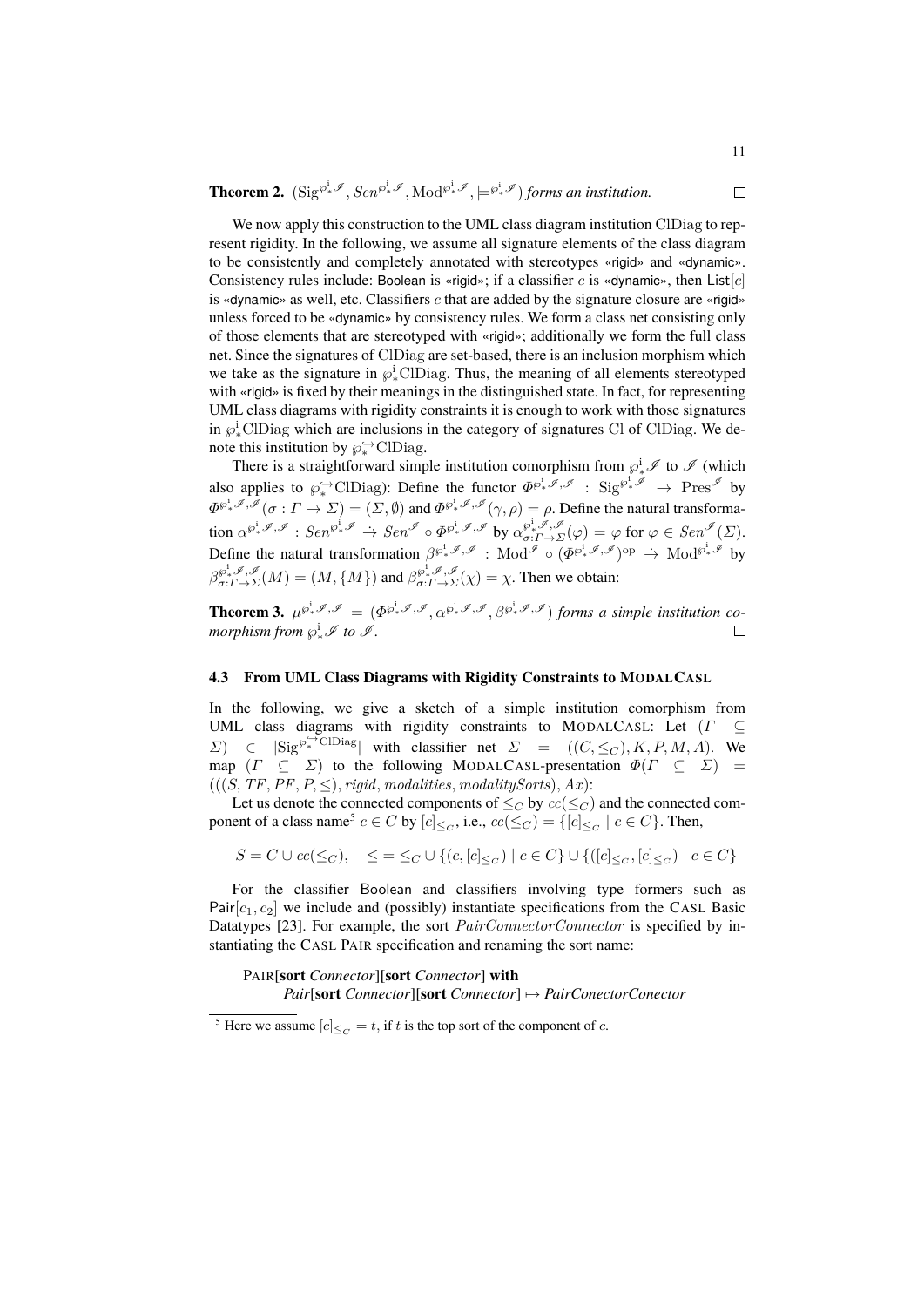**Theorem 2.** $(\mathrm{Sig}^{\wp^{\mathrm{i}}_* \mathscr{I}}, Sen^{\wp^{\mathrm{i}}_* \mathscr{I}}, \mathrm{Mod}^{\wp^{\mathrm{i}}_* \mathscr{I}}, \models^{\wp^{\mathrm{i}}_* \mathscr{I}})$ *forms an institution.* $\square$

We now apply this construction to the UML class diagram institution ClDiag to represent rigidity. In the following, we assume all signature elements of the class diagram to be consistently and completely annotated with stereotypes «rigid» and «dynamic». Consistency rules include: Boolean is «rigid»; if a classifier $c$ is «dynamic», then List$[c]$ is «dynamic» as well, etc. Classifiers $c$ that are added by the signature closure are «rigid» unless forced to be «dynamic» by consistency rules. We form a class net consisting only of those elements that are stereotyped with «rigid»; additionally we form the full class net. Since the signatures of ClDiag are set-based, there is an inclusion morphism which we take as the signature in $\wp^{\mathrm{i}}_*$ClDiag. Thus, the meaning of all elements stereotyped with «rigid» is fixed by their meanings in the distinguished state. In fact, for representing UML class diagrams with rigidity constraints it is enough to work with those signatures in $\wp^{\mathrm{i}}_*$ClDiag which are inclusions in the category of signatures Cl of ClDiag. We denote this institution by $\wp^{\hookrightarrow}_*$ClDiag.

There is a straightforward simple institution comorphism from $\wp^{\mathrm{i}}_* \mathscr{I}$ to $\mathscr{I}$ (which also applies to $\wp^{\hookrightarrow}_*$ClDiag): Define the functor $\Phi^{\wp^{\mathrm{i}}_* \mathscr{I}, \mathscr{I}} : \mathrm{Sig}^{\wp^{\mathrm{i}}_* \mathscr{I}} \to \mathrm{Pres}^{\mathscr{I}}$ by $\Phi^{\wp^{\mathrm{i}}_* \mathscr{I}, \mathscr{I}}(\sigma : \Gamma \to \Sigma) = (\Sigma, \emptyset)$ and $\Phi^{\wp^{\mathrm{i}}_* \mathscr{I}, \mathscr{I}}(\gamma, \rho) = \rho$. Define the natural transformation $\alpha^{\wp^{\mathrm{i}}_* \mathscr{I}, \mathscr{I}} : Sen^{\wp^{\mathrm{i}}_* \mathscr{I}} \dot{\to} Sen^{\mathscr{I}} \circ \Phi^{\wp^{\mathrm{i}}_* \mathscr{I}, \mathscr{I}}$ by $\alpha^{\wp^{\mathrm{i}}_* \mathscr{I}, \mathscr{I}}_{\sigma : \Gamma \to \Sigma}(\varphi) = \varphi$ for $\varphi \in Sen^{\mathscr{I}}(\Sigma)$. Define the natural transformation $\beta^{\wp^{\mathrm{i}}_* \mathscr{I}, \mathscr{I}} : \mathrm{Mod}^{\mathscr{I}} \circ (\Phi^{\wp^{\mathrm{i}}_* \mathscr{I}, \mathscr{I}})^{\mathrm{op}} \dot{\to} \mathrm{Mod}^{\wp^{\mathrm{i}}_* \mathscr{I}}$ by $\beta^{\wp^{\mathrm{i}}_* \mathscr{I}, \mathscr{I}}_{\sigma : \Gamma \to \Sigma}(M) = (M, \{M\})$ and $\beta^{\wp^{\mathrm{i}}_* \mathscr{I}, \mathscr{I}}_{\sigma : \Gamma \to \Sigma}(\chi) = \chi$. Then we obtain:

**Theorem 3.** $\mu^{\wp^{\mathrm{i}}_* \mathscr{I}, \mathscr{I}} = (\Phi^{\wp^{\mathrm{i}}_* \mathscr{I}, \mathscr{I}}, \alpha^{\wp^{\mathrm{i}}_* \mathscr{I}, \mathscr{I}}, \beta^{\wp^{\mathrm{i}}_* \mathscr{I}, \mathscr{I}})$ *forms a simple institution comorphism from* $\wp^{\mathrm{i}}_* \mathscr{I}$ *to* $\mathscr{I}$. $\square$

### 4.3 From UML Class Diagrams with Rigidity Constraints to ModalCasl

In the following, we give a sketch of a simple institution comorphism from UML class diagrams with rigidity constraints to ModalCasl: Let $(\Gamma \subseteq \Sigma) \in |\mathrm{Sig}^{\wp^{\hookrightarrow}_* \mathrm{ClDiag}}|$ with classifier net $\Sigma = ((C, \leq_C), K, P, M, A)$. We map $(\Gamma \subseteq \Sigma)$ to the following ModalCasl-presentation $\Phi(\Gamma \subseteq \Sigma) = (((S, TF, PF, P, \leq), rigid, modalities, modalitySorts), Ax)$:

Let us denote the connected components of $\leq_C$ by $cc(\leq_C)$ and the connected component of a class name[5] $c \in C$ by $[c]_{\leq_C}$, i.e., $cc(\leq_C) = \{[c]_{\leq_C} \mid c \in C\}$. Then,

$$S = C \cup cc(\leq_C), \quad \leq \,=\, \leq_C \cup \{(c, [c]_{\leq_C}) \mid c \in C\} \cup \{([c]_{\leq_C}, [c]_{\leq_C}) \mid c \in C\}$$

For the classifier Boolean and classifiers involving type formers such as Pair$[c_1, c_2]$ we include and (possibly) instantiate specifications from the Casl Basic Datatypes [23]. For example, the sort $PairConnectorConnector$ is specified by instantiating the Casl Pair specification and renaming the sort name:

Pair[**sort** *Connector*][**sort** *Connector*] **with**
*Pair*[**sort** *Connector*][**sort** *Connector*] $\mapsto$ *PairConectorConector*

---

[5] Here we assume $[c]_{\leq_C} = t$, if $t$ is the top sort of the component of $c$.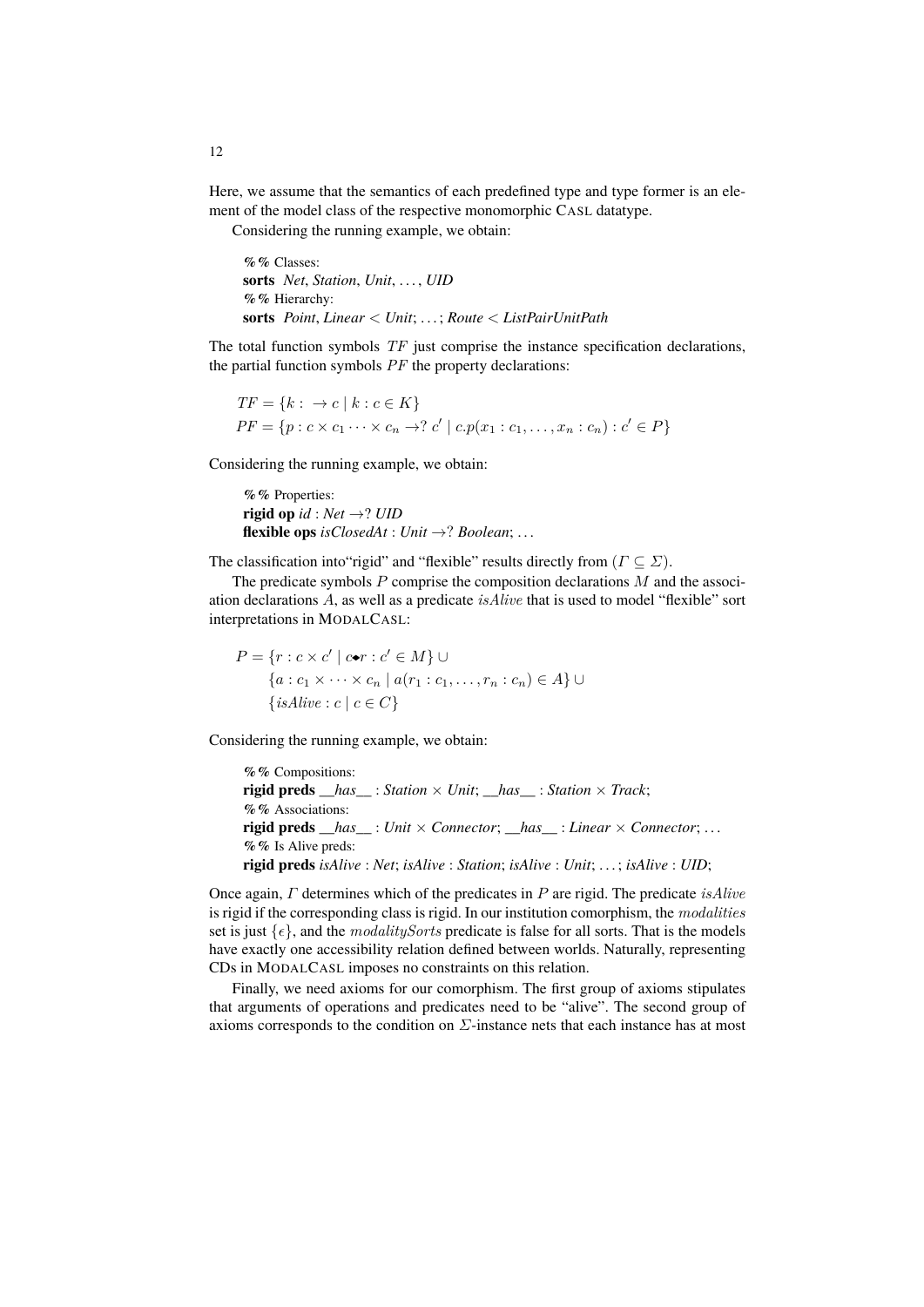Here, we assume that the semantics of each predefined type and type former is an element of the model class of the respective monomorphic CASL datatype.

Considering the running example, we obtain:

```
%% Classes:
sorts Net, Station, Unit, ..., UID
%% Hierarchy:
sorts Point, Linear < Unit; ...; Route < ListPairUnitPath
```

The total function symbols $TF$ just comprise the instance specification declarations, the partial function symbols $PF$ the property declarations:

$$TF = \{k : \to c \mid k : c \in K\}$$
$$PF = \{p : c \times c_1 \cdots \times c_n \to ?\ c' \mid c.p(x_1 : c_1, \ldots, x_n : c_n) : c' \in P\}$$

Considering the running example, we obtain:

```
%% Properties:
rigid op id : Net →? UID
flexible ops isClosedAt : Unit →? Boolean; ...
```

The classification into"rigid" and "flexible" results directly from ($\Gamma \subseteq \Sigma$).

The predicate symbols $P$ comprise the composition declarations $M$ and the association declarations $A$, as well as a predicate $isAlive$ that is used to model "flexible" sort interpretations in MODALCASL:

$$P = \{r : c \times c' \mid c \blacklozenge r : c' \in M\} \cup$$
$$\{a : c_1 \times \cdots \times c_n \mid a(r_1 : c_1, \ldots, r_n : c_n) \in A\} \cup$$
$$\{isAlive : c \mid c \in C\}$$

Considering the running example, we obtain:

```
%% Compositions:
rigid preds __has__ : Station × Unit; __has__ : Station × Track;
%% Associations:
rigid preds __has__ : Unit × Connector; __has__ : Linear × Connector; ...
%% Is Alive preds:
rigid preds isAlive : Net; isAlive : Station; isAlive : Unit; ...; isAlive : UID;
```

Once again, $\Gamma$ determines which of the predicates in $P$ are rigid. The predicate $isAlive$ is rigid if the corresponding class is rigid. In our institution comorphism, the $modalities$ set is just $\{\epsilon\}$, and the $modalitySorts$ predicate is false for all sorts. That is the models have exactly one accessibility relation defined between worlds. Naturally, representing CDs in MODALCASL imposes no constraints on this relation.

Finally, we need axioms for our comorphism. The first group of axioms stipulates that arguments of operations and predicates need to be "alive". The second group of axioms corresponds to the condition on $\Sigma$-instance nets that each instance has at most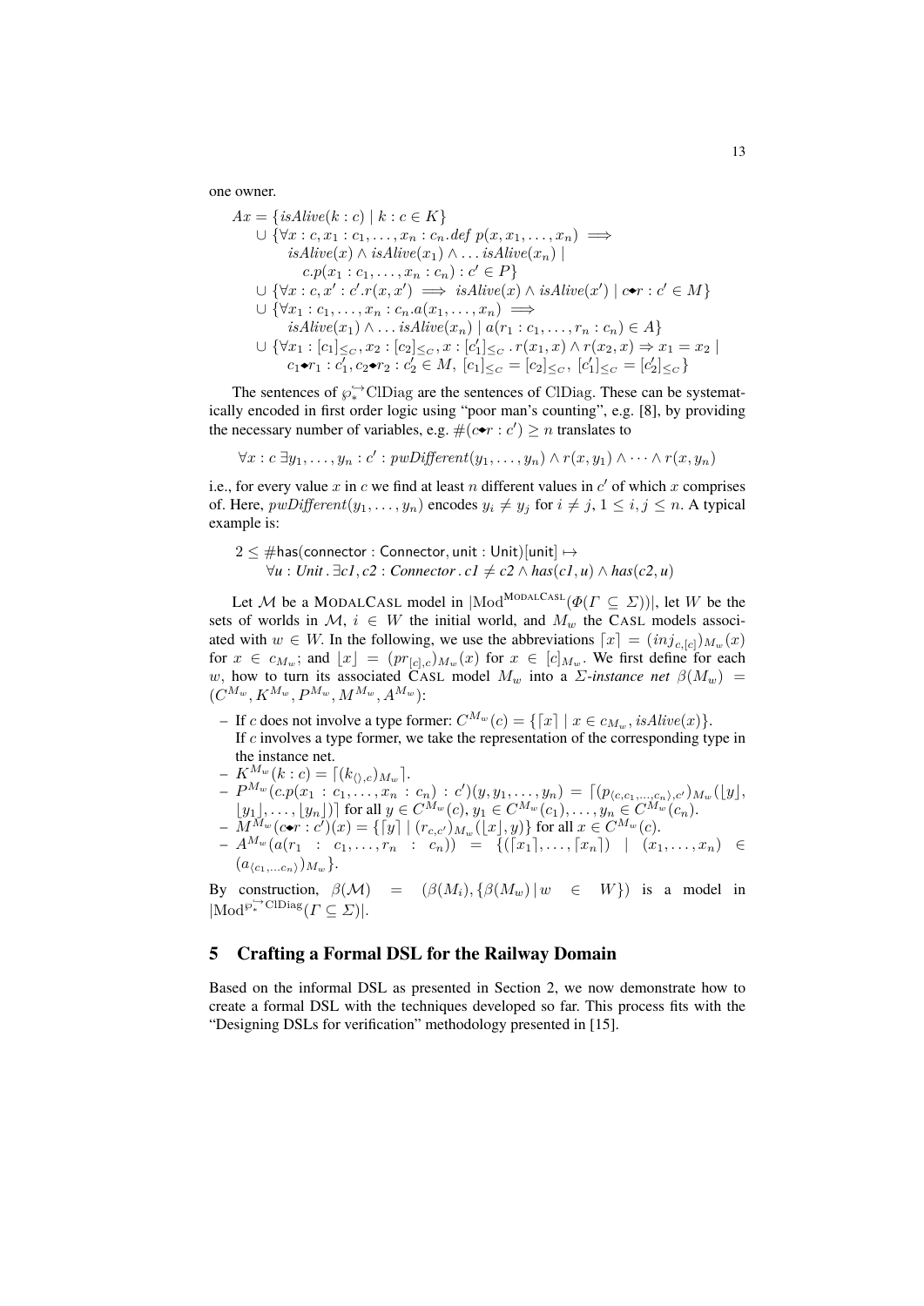one owner.

$$
\begin{aligned}
Ax = \; & \{isAlive(k : c) \mid k : c \in K\} \\
& \cup \{\forall x : c, x_1 : c_1, \ldots, x_n : c_n . def\ p(x, x_1, \ldots, x_n) \implies \\
& \quad isAlive(x) \wedge isAlive(x_1) \wedge \ldots isAlive(x_n) \mid \\
& \quad\quad c.p(x_1 : c_1, \ldots, x_n : c_n) : c' \in P\} \\
& \cup \{\forall x : c, x' : c'.r(x, x') \implies isAlive(x) \wedge isAlive(x') \mid c \blacklozenge r : c' \in M\} \\
& \cup \{\forall x_1 : c_1, \ldots, x_n : c_n . a(x_1, \ldots, x_n) \implies \\
& \quad isAlive(x_1) \wedge \ldots isAlive(x_n) \mid a(r_1 : c_1, \ldots, r_n : c_n) \in A\} \\
& \cup \{\forall x_1 : [c_1]_{\leq_C}, x_2 : [c_2]_{\leq_C}, x : [c_1']_{\leq_C} . r(x_1, x) \wedge r(x_2, x) \Rightarrow x_1 = x_2 \mid \\
& \quad c_1 \blacklozenge r_1 : c_1', c_2 \blacklozenge r_2 : c_2' \in M,\ [c_1]_{\leq_C} = [c_2]_{\leq_C},\ [c_1']_{\leq_C} = [c_2']_{\leq_C}\}
\end{aligned}
$$

The sentences of $\wp_*^{\hookrightarrow}\mathrm{ClDiag}$ are the sentences of ClDiag. These can be systematically encoded in first order logic using "poor man's counting", e.g. [8], by providing the necessary number of variables, e.g. $\#(c \blacklozenge r : c') \geq n$ translates to

$$\forall x : c\ \exists y_1, \ldots, y_n : c' : pwDifferent(y_1, \ldots, y_n) \wedge r(x, y_1) \wedge \cdots \wedge r(x, y_n)$$

i.e., for every value $x$ in $c$ we find at least $n$ different values in $c'$ of which $x$ comprises of. Here, $pwDifferent(y_1, \ldots, y_n)$ encodes $y_i \neq y_j$ for $i \neq j$, $1 \leq i, j \leq n$. A typical example is:

$$
\begin{aligned}
& 2 \leq \#\mathsf{has}(\mathsf{connector} : \mathsf{Connector}, \mathsf{unit} : \mathsf{Unit})[\mathsf{unit}] \mapsto \\
& \quad \forall u : Unit\,.\,\exists c1, c2 : Connector\,.\,c1 \neq c2 \wedge has(c1, u) \wedge has(c2, u)
\end{aligned}
$$

Let $\mathcal{M}$ be a MODALCASL model in $|\mathrm{Mod}^{\mathrm{MODALCASL}}(\Phi(\Gamma \subseteq \Sigma))|$, let $W$ be the sets of worlds in $\mathcal{M}$, $i \in W$ the initial world, and $M_w$ the CASL models associated with $w \in W$. In the following, we use the abbreviations $\lceil x \rceil = (inj_{c,[c]})_{M_w}(x)$ for $x \in c_{M_w}$; and $\lfloor x \rfloor = (pr_{[c],c})_{M_w}(x)$ for $x \in [c]_{M_w}$. We first define for each $w$, how to turn its associated CASL model $M_w$ into a *$\Sigma$-instance net* $\beta(M_w) = (C^{M_w}, K^{M_w}, P^{M_w}, M^{M_w}, A^{M_w})$:

- If $c$ does not involve a type former: $C^{M_w}(c) = \{\lceil x \rceil \mid x \in c_{M_w}, isAlive(x)\}$.
  If $c$ involves a type former, we take the representation of the corresponding type in the instance net.
- $K^{M_w}(k : c) = \lceil (k_{\langle\rangle,c})_{M_w} \rceil$.
- $P^{M_w}(c.p(x_1 : c_1, \ldots, x_n : c_n) : c')(y, y_1, \ldots, y_n) = \lceil (p_{\langle c, c_1, \ldots, c_n \rangle, c'})_{M_w}(\lfloor y \rfloor, \lfloor y_1 \rfloor, \ldots, \lfloor y_n \rfloor) \rceil$ for all $y \in C^{M_w}(c), y_1 \in C^{M_w}(c_1), \ldots, y_n \in C^{M_w}(c_n)$.
- $M^{M_w}(c \blacklozenge r : c')(x) = \{\lceil y \rceil \mid (r_{c,c'})_{M_w}(\lfloor x \rfloor, y)\}$ for all $x \in C^{M_w}(c)$.
- $A^{M_w}(a(r_1 : c_1, \ldots, r_n : c_n)) = \{(\lceil x_1 \rceil, \ldots, \lceil x_n \rceil) \mid (x_1, \ldots, x_n) \in (a_{\langle c_1, \ldots c_n \rangle})_{M_w}\}$.

By construction, $\beta(\mathcal{M}) = (\beta(M_i), \{\beta(M_w) \mid w \in W\})$ is a model in $|\mathrm{Mod}^{\wp_*^{\hookrightarrow}\mathrm{ClDiag}}(\Gamma \subseteq \Sigma)|$.

## 5 Crafting a Formal DSL for the Railway Domain

Based on the informal DSL as presented in Section 2, we now demonstrate how to create a formal DSL with the techniques developed so far. This process fits with the "Designing DSLs for verification" methodology presented in [15].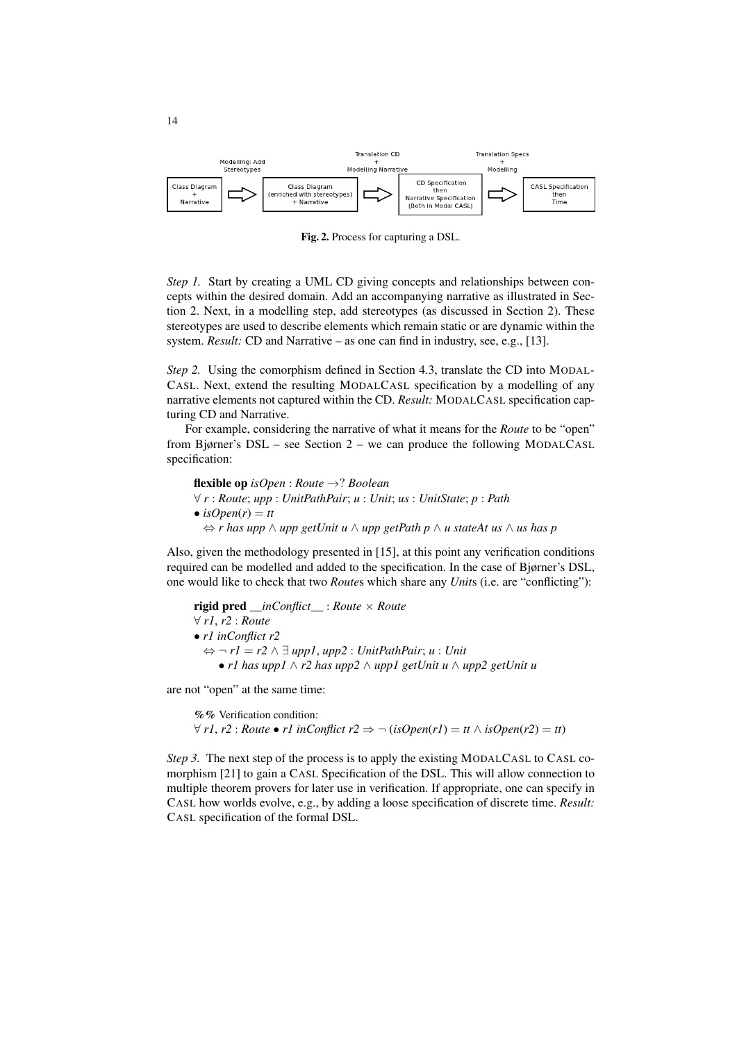Modelling: Add Stereotypes — Translation CD + Modelling Narrative — Translation Specs + Modelling

Class Diagram + Narrative ⇒ Class Diagram (enriched with stereotypes) + Narrative ⇒ CD Specification then Narrative Specification (Both in Modal CASL) ⇒ CASL Specification then Time

**Fig. 2.** Process for capturing a DSL.

*Step 1.* Start by creating a UML CD giving concepts and relationships between concepts within the desired domain. Add an accompanying narrative as illustrated in Section 2. Next, in a modelling step, add stereotypes (as discussed in Section 2). These stereotypes are used to describe elements which remain static or are dynamic within the system. *Result:* CD and Narrative – as one can find in industry, see, e.g., [13].

*Step 2.* Using the comorphism defined in Section 4.3, translate the CD into MODALCASL. Next, extend the resulting MODALCASL specification by a modelling of any narrative elements not captured within the CD. *Result:* MODALCASL specification capturing CD and Narrative.

For example, considering the narrative of what it means for the *Route* to be "open" from Bjørner's DSL – see Section 2 – we can produce the following MODALCASL specification:

**flexible op** *isOpen* : *Route* $\rightarrow ?$ *Boolean*
$\forall$ *r* : *Route*; *upp* : *UnitPathPair*; *u* : *Unit*; *us* : *UnitState*; *p* : *Path*
• *isOpen*(*r*) = *tt*
 $\Leftrightarrow$ *r has upp* $\wedge$ *upp getUnit u* $\wedge$ *upp getPath p* $\wedge$ *u stateAt us* $\wedge$ *us has p*

Also, given the methodology presented in [15], at this point any verification conditions required can be modelled and added to the specification. In the case of Bjørner's DSL, one would like to check that two *Route*s which share any *Unit*s (i.e. are "conflicting"):

**rigid pred** *__inConflict__* : *Route* $\times$ *Route*
$\forall$ *r1*, *r2* : *Route*
• *r1 inConflict r2*
 $\Leftrightarrow \neg$ *r1* = *r2* $\wedge \exists$ *upp1*, *upp2* : *UnitPathPair*; *u* : *Unit*
  • *r1 has upp1* $\wedge$ *r2 has upp2* $\wedge$ *upp1 getUnit u* $\wedge$ *upp2 getUnit u*

are not "open" at the same time:

**%%** Verification condition:
$\forall$ *r1*, *r2* : *Route* • *r1 inConflict r2* $\Rightarrow \neg$ (*isOpen*(*r1*) = *tt* $\wedge$ *isOpen*(*r2*) = *tt*)

*Step 3.* The next step of the process is to apply the existing MODALCASL to CASL comorphism [21] to gain a CASL Specification of the DSL. This will allow connection to multiple theorem provers for later use in verification. If appropriate, one can specify in CASL how worlds evolve, e.g., by adding a loose specification of discrete time. *Result:* CASL specification of the formal DSL.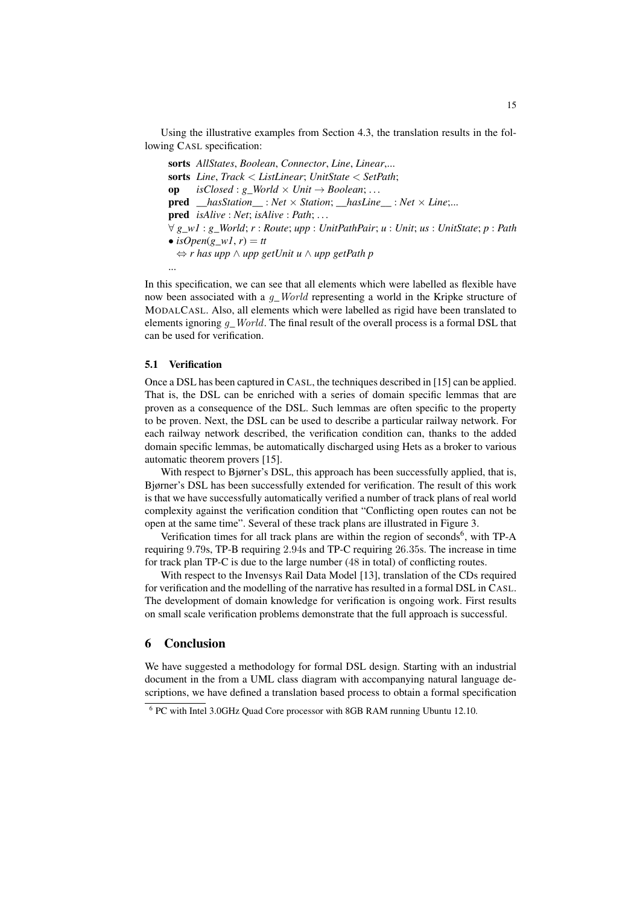Using the illustrative examples from Section 4.3, the translation results in the following CASL specification:

**sorts** *AllStates*, *Boolean*, *Connector*, *Line*, *Linear*,...
**sorts** *Line*, *Track* < *ListLinear*; *UnitState* < *SetPath*;
**op** *isClosed* : *g_World* × *Unit* → *Boolean*; ...
**pred** *__hasStation__* : *Net* × *Station*; *__hasLine__* : *Net* × *Line*;...
**pred** *isAlive* : *Net*; *isAlive* : *Path*; ...
∀ *g_w1* : *g_World*; *r* : *Route*; *upp* : *UnitPathPair*; *u* : *Unit*; *us* : *UnitState*; *p* : *Path*
• *isOpen*(*g_w1*, *r*) = *tt*
⇔ *r has upp* ∧ *upp getUnit u* ∧ *upp getPath p*
...

In this specification, we can see that all elements which were labelled as flexible have now been associated with a $g\_World$ representing a world in the Kripke structure of MODALCASL. Also, all elements which were labelled as rigid have been translated to elements ignoring $g\_World$. The final result of the overall process is a formal DSL that can be used for verification.

### 5.1 Verification

Once a DSL has been captured in CASL, the techniques described in [15] can be applied. That is, the DSL can be enriched with a series of domain specific lemmas that are proven as a consequence of the DSL. Such lemmas are often specific to the property to be proven. Next, the DSL can be used to describe a particular railway network. For each railway network described, the verification condition can, thanks to the added domain specific lemmas, be automatically discharged using Hets as a broker to various automatic theorem provers [15].

With respect to Bjørner's DSL, this approach has been successfully applied, that is, Bjørner's DSL has been successfully extended for verification. The result of this work is that we have successfully automatically verified a number of track plans of real world complexity against the verification condition that "Conflicting open routes can not be open at the same time". Several of these track plans are illustrated in Figure 3.

Verification times for all track plans are within the region of seconds[6], with TP-A requiring $9.79$s, TP-B requiring $2.94$s and TP-C requiring $26.35$s. The increase in time for track plan TP-C is due to the large number ($48$ in total) of conflicting routes.

With respect to the Invensys Rail Data Model [13], translation of the CDs required for verification and the modelling of the narrative has resulted in a formal DSL in CASL. The development of domain knowledge for verification is ongoing work. First results on small scale verification problems demonstrate that the full approach is successful.

## 6 Conclusion

We have suggested a methodology for formal DSL design. Starting with an industrial document in the from a UML class diagram with accompanying natural language descriptions, we have defined a translation based process to obtain a formal specification

[6] PC with Intel 3.0GHz Quad Core processor with 8GB RAM running Ubuntu 12.10.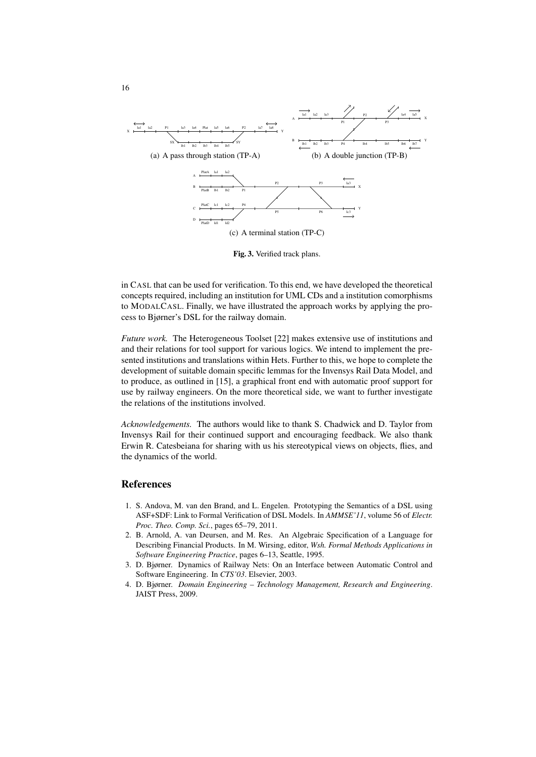(a) A pass through station (TP-A)

(b) A double junction (TP-B)

(c) A terminal station (TP-C)

**Fig. 3.** Verified track plans.

in CASL that can be used for verification. To this end, we have developed the theoretical concepts required, including an institution for UML CDs and a institution comorphisms to MODALCASL. Finally, we have illustrated the approach works by applying the process to Bjørner's DSL for the railway domain.

*Future work.* The Heterogeneous Toolset [22] makes extensive use of institutions and and their relations for tool support for various logics. We intend to implement the presented institutions and translations within Hets. Further to this, we hope to complete the development of suitable domain specific lemmas for the Invensys Rail Data Model, and to produce, as outlined in [15], a graphical front end with automatic proof support for use by railway engineers. On the more theoretical side, we want to further investigate the relations of the institutions involved.

*Acknowledgements.* The authors would like to thank S. Chadwick and D. Taylor from Invensys Rail for their continued support and encouraging feedback. We also thank Erwin R. Catesbeiana for sharing with us his stereotypical views on objects, flies, and the dynamics of the world.

## References

1. S. Andova, M. van den Brand, and L. Engelen. Prototyping the Semantics of a DSL using ASF+SDF: Link to Formal Verification of DSL Models. In *AMMSE'11*, volume 56 of *Electr. Proc. Theo. Comp. Sci.*, pages 65–79, 2011.
2. B. Arnold, A. van Deursen, and M. Res. An Algebraic Specification of a Language for Describing Financial Products. In M. Wirsing, editor, *Wsh. Formal Methods Applications in Software Engineering Practice*, pages 6–13, Seattle, 1995.
3. D. Bjørner. Dynamics of Railway Nets: On an Interface between Automatic Control and Software Engineering. In *CTS'03*. Elsevier, 2003.
4. D. Bjørner. *Domain Engineering – Technology Management, Research and Engineering*. JAIST Press, 2009.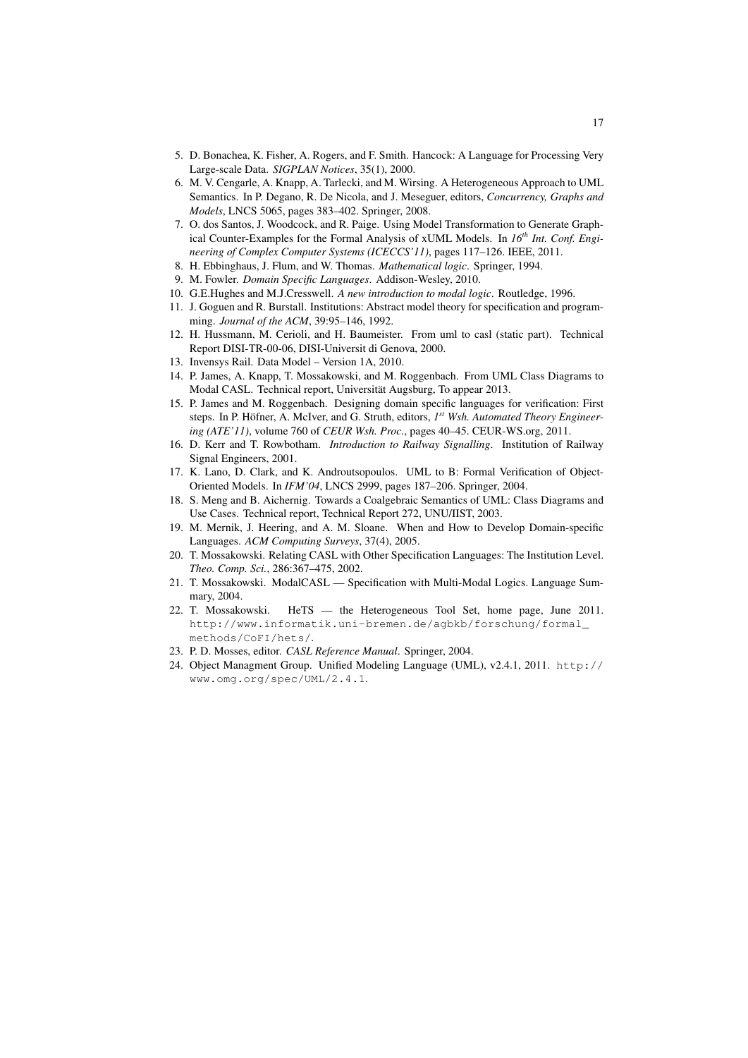5. D. Bonachea, K. Fisher, A. Rogers, and F. Smith. Hancock: A Language for Processing Very Large-scale Data. *SIGPLAN Notices*, 35(1), 2000.
6. M. V. Cengarle, A. Knapp, A. Tarlecki, and M. Wirsing. A Heterogeneous Approach to UML Semantics. In P. Degano, R. De Nicola, and J. Meseguer, editors, *Concurrency, Graphs and Models*, LNCS 5065, pages 383–402. Springer, 2008.
7. O. dos Santos, J. Woodcock, and R. Paige. Using Model Transformation to Generate Graphical Counter-Examples for the Formal Analysis of xUML Models. In *16th Int. Conf. Engineering of Complex Computer Systems (ICECCS'11)*, pages 117–126. IEEE, 2011.
8. H. Ebbinghaus, J. Flum, and W. Thomas. *Mathematical logic*. Springer, 1994.
9. M. Fowler. *Domain Specific Languages*. Addison-Wesley, 2010.
10. G.E.Hughes and M.J.Cresswell. *A new introduction to modal logic*. Routledge, 1996.
11. J. Goguen and R. Burstall. Institutions: Abstract model theory for specification and programming. *Journal of the ACM*, 39:95–146, 1992.
12. H. Hussmann, M. Cerioli, and H. Baumeister. From uml to casl (static part). Technical Report DISI-TR-00-06, DISI-Universit di Genova, 2000.
13. Invensys Rail. Data Model – Version 1A, 2010.
14. P. James, A. Knapp, T. Mossakowski, and M. Roggenbach. From UML Class Diagrams to Modal CASL. Technical report, Universität Augsburg, To appear 2013.
15. P. James and M. Roggenbach. Designing domain specific languages for verification: First steps. In P. Höfner, A. McIver, and G. Struth, editors, *1st Wsh. Automated Theory Engineering (ATE'11)*, volume 760 of *CEUR Wsh. Proc.*, pages 40–45. CEUR-WS.org, 2011.
16. D. Kerr and T. Rowbotham. *Introduction to Railway Signalling*. Institution of Railway Signal Engineers, 2001.
17. K. Lano, D. Clark, and K. Androutsopoulos. UML to B: Formal Verification of Object-Oriented Models. In *IFM'04*, LNCS 2999, pages 187–206. Springer, 2004.
18. S. Meng and B. Aichernig. Towards a Coalgebraic Semantics of UML: Class Diagrams and Use Cases. Technical report, Technical Report 272, UNU/IIST, 2003.
19. M. Mernik, J. Heering, and A. M. Sloane. When and How to Develop Domain-specific Languages. *ACM Computing Surveys*, 37(4), 2005.
20. T. Mossakowski. Relating CASL with Other Specification Languages: The Institution Level. *Theo. Comp. Sci.*, 286:367–475, 2002.
21. T. Mossakowski. ModalCASL — Specification with Multi-Modal Logics. Language Summary, 2004.
22. T. Mossakowski. HeTS — the Heterogeneous Tool Set, home page, June 2011. http://www.informatik.uni-bremen.de/agbkb/forschung/formal_methods/CoFI/hets/.
23. P. D. Mosses, editor. *CASL Reference Manual*. Springer, 2004.
24. Object Managment Group. Unified Modeling Language (UML), v2.4.1, 2011. http://www.omg.org/spec/UML/2.4.1.